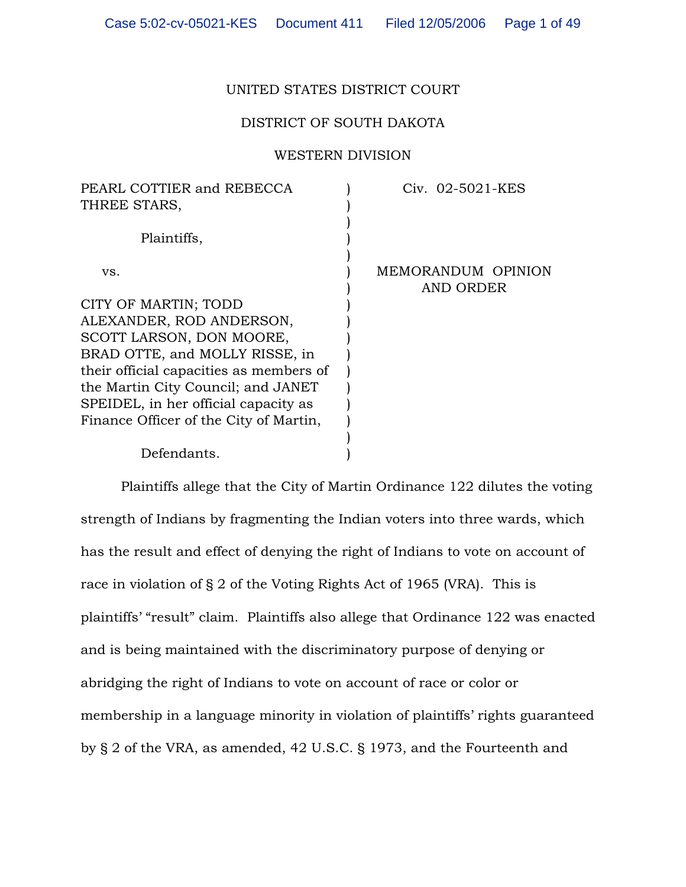UNITED STATES DISTRICT COURT

DISTRICT OF SOUTH DAKOTA

WESTERN DIVISION

| | | |
|---|---|---|
| PEARL COTTIER and REBECCA THREE STARS,<br><br>Plaintiffs,<br><br>vs.<br><br>CITY OF MARTIN; TODD ALEXANDER, ROD ANDERSON, SCOTT LARSON, DON MOORE, BRAD OTTE, and MOLLY RISSE, in their official capacities as members of the Martin City Council; and JANET SPEIDEL, in her official capacity as Finance Officer of the City of Martin,<br><br>Defendants. | ) | Civ. 02-5021-KES<br><br>MEMORANDUM OPINION AND ORDER |

Plaintiffs allege that the City of Martin Ordinance 122 dilutes the voting strength of Indians by fragmenting the Indian voters into three wards, which has the result and effect of denying the right of Indians to vote on account of race in violation of § 2 of the Voting Rights Act of 1965 (VRA). This is plaintiffs' "result" claim. Plaintiffs also allege that Ordinance 122 was enacted and is being maintained with the discriminatory purpose of denying or abridging the right of Indians to vote on account of race or color or membership in a language minority in violation of plaintiffs' rights guaranteed by § 2 of the VRA, as amended, 42 U.S.C. § 1973, and the Fourteenth and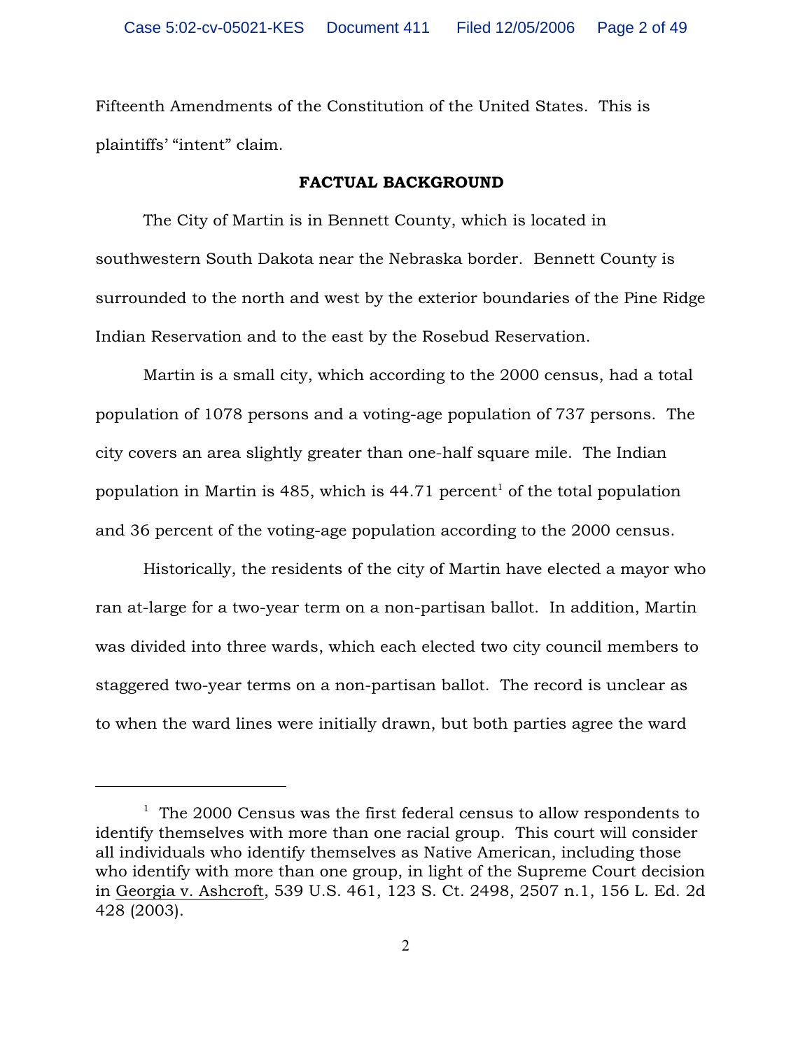Fifteenth Amendments of the Constitution of the United States. This is plaintiffs' "intent" claim.

**FACTUAL BACKGROUND**

The City of Martin is in Bennett County, which is located in southwestern South Dakota near the Nebraska border. Bennett County is surrounded to the north and west by the exterior boundaries of the Pine Ridge Indian Reservation and to the east by the Rosebud Reservation.

Martin is a small city, which according to the 2000 census, had a total population of 1078 persons and a voting-age population of 737 persons. The city covers an area slightly greater than one-half square mile. The Indian population in Martin is 485, which is 44.71 percent[1] of the total population and 36 percent of the voting-age population according to the 2000 census.

Historically, the residents of the city of Martin have elected a mayor who ran at-large for a two-year term on a non-partisan ballot. In addition, Martin was divided into three wards, which each elected two city council members to staggered two-year terms on a non-partisan ballot. The record is unclear as to when the ward lines were initially drawn, but both parties agree the ward

---

[1] The 2000 Census was the first federal census to allow respondents to identify themselves with more than one racial group. This court will consider all individuals who identify themselves as Native American, including those who identify with more than one group, in light of the Supreme Court decision in Georgia v. Ashcroft, 539 U.S. 461, 123 S. Ct. 2498, 2507 n.1, 156 L. Ed. 2d 428 (2003).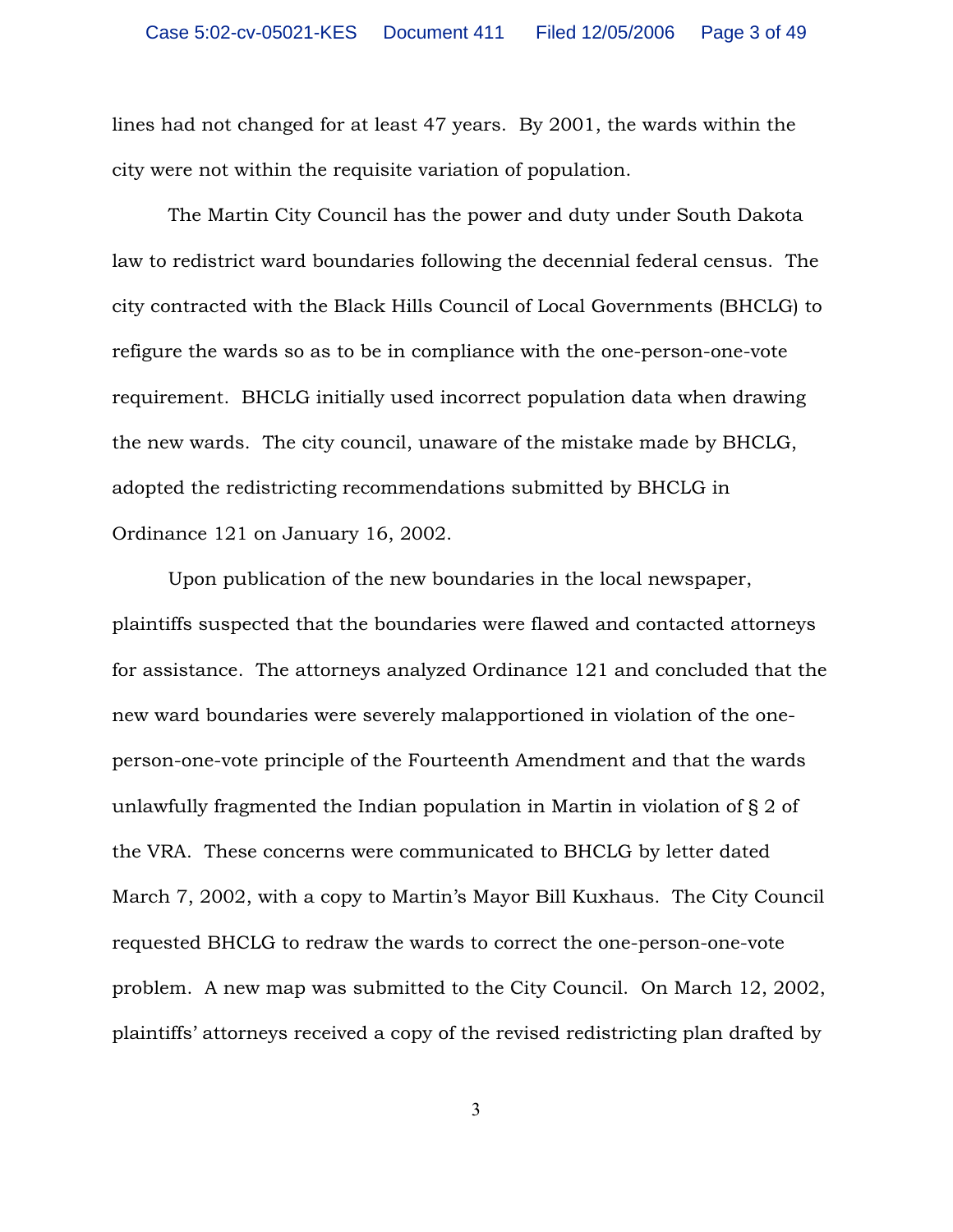lines had not changed for at least 47 years. By 2001, the wards within the city were not within the requisite variation of population.

The Martin City Council has the power and duty under South Dakota law to redistrict ward boundaries following the decennial federal census. The city contracted with the Black Hills Council of Local Governments (BHCLG) to refigure the wards so as to be in compliance with the one-person-one-vote requirement. BHCLG initially used incorrect population data when drawing the new wards. The city council, unaware of the mistake made by BHCLG, adopted the redistricting recommendations submitted by BHCLG in Ordinance 121 on January 16, 2002.

Upon publication of the new boundaries in the local newspaper, plaintiffs suspected that the boundaries were flawed and contacted attorneys for assistance. The attorneys analyzed Ordinance 121 and concluded that the new ward boundaries were severely malapportioned in violation of the one-person-one-vote principle of the Fourteenth Amendment and that the wards unlawfully fragmented the Indian population in Martin in violation of § 2 of the VRA. These concerns were communicated to BHCLG by letter dated March 7, 2002, with a copy to Martin's Mayor Bill Kuxhaus. The City Council requested BHCLG to redraw the wards to correct the one-person-one-vote problem. A new map was submitted to the City Council. On March 12, 2002, plaintiffs' attorneys received a copy of the revised redistricting plan drafted by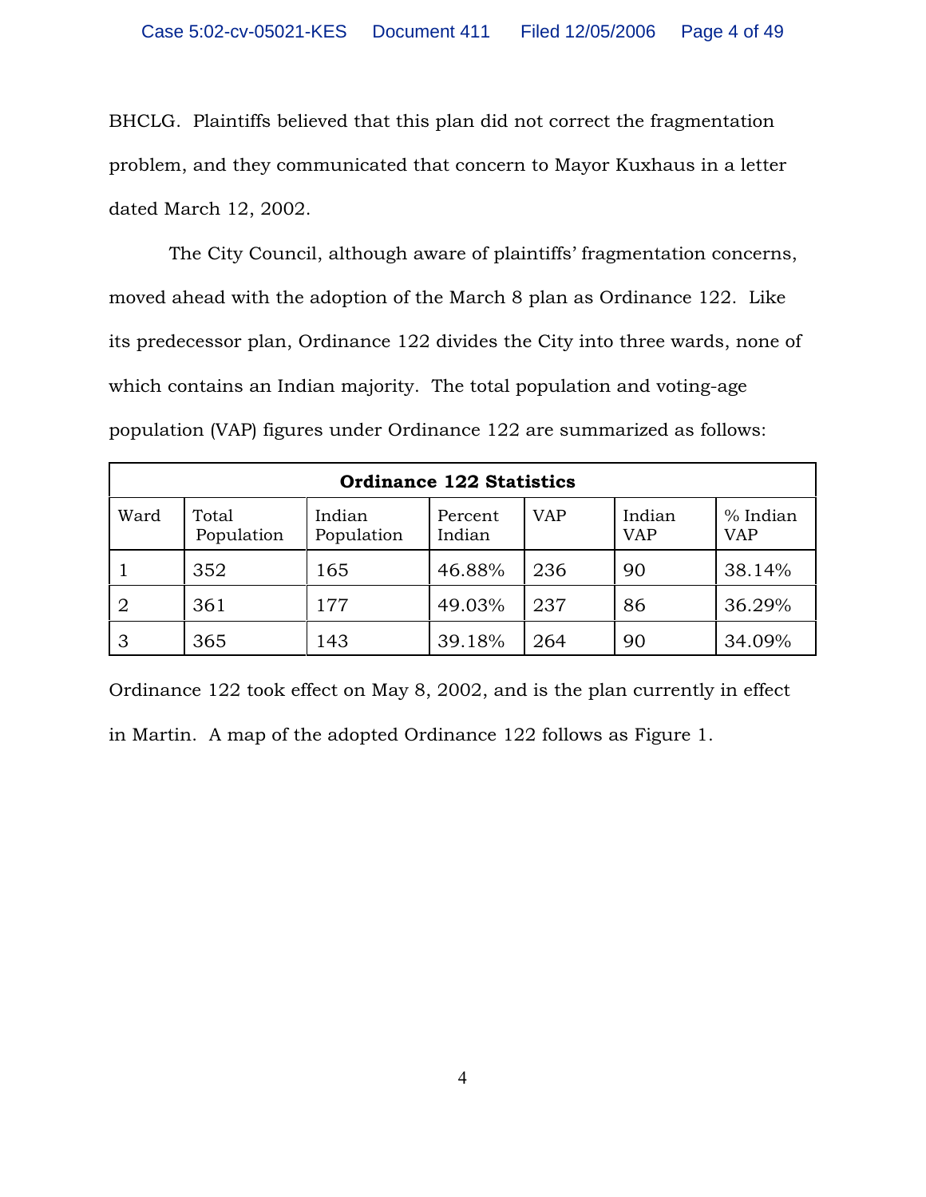BHCLG. Plaintiffs believed that this plan did not correct the fragmentation problem, and they communicated that concern to Mayor Kuxhaus in a letter dated March 12, 2002.

The City Council, although aware of plaintiffs' fragmentation concerns, moved ahead with the adoption of the March 8 plan as Ordinance 122. Like its predecessor plan, Ordinance 122 divides the City into three wards, none of which contains an Indian majority. The total population and voting-age population (VAP) figures under Ordinance 122 are summarized as follows:

| **Ordinance 122 Statistics** | | | | | | |
|---|---|---|---|---|---|---|
| Ward | Total Population | Indian Population | Percent Indian | VAP | Indian VAP | % Indian VAP |
| 1 | 352 | 165 | 46.88% | 236 | 90 | 38.14% |
| 2 | 361 | 177 | 49.03% | 237 | 86 | 36.29% |
| 3 | 365 | 143 | 39.18% | 264 | 90 | 34.09% |

Ordinance 122 took effect on May 8, 2002, and is the plan currently in effect in Martin. A map of the adopted Ordinance 122 follows as Figure 1.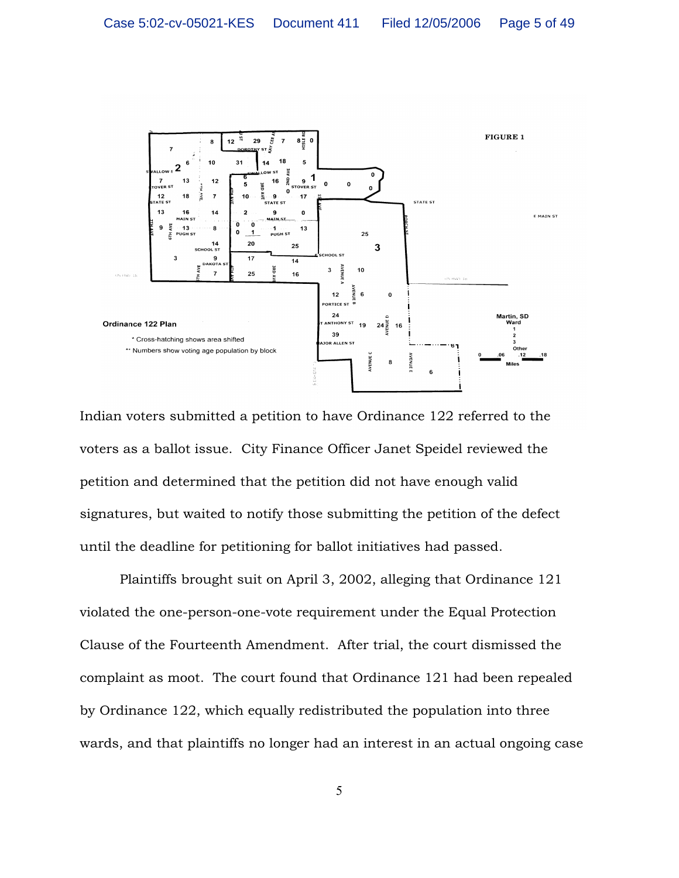Indian voters submitted a petition to have Ordinance 122 referred to the voters as a ballot issue. City Finance Officer Janet Speidel reviewed the petition and determined that the petition did not have enough valid signatures, but waited to notify those submitting the petition of the defect until the deadline for petitioning for ballot initiatives had passed.

Plaintiffs brought suit on April 3, 2002, alleging that Ordinance 121 violated the one-person-one-vote requirement under the Equal Protection Clause of the Fourteenth Amendment. After trial, the court dismissed the complaint as moot. The court found that Ordinance 121 had been repealed by Ordinance 122, which equally redistributed the population into three wards, and that plaintiffs no longer had an interest in an actual ongoing case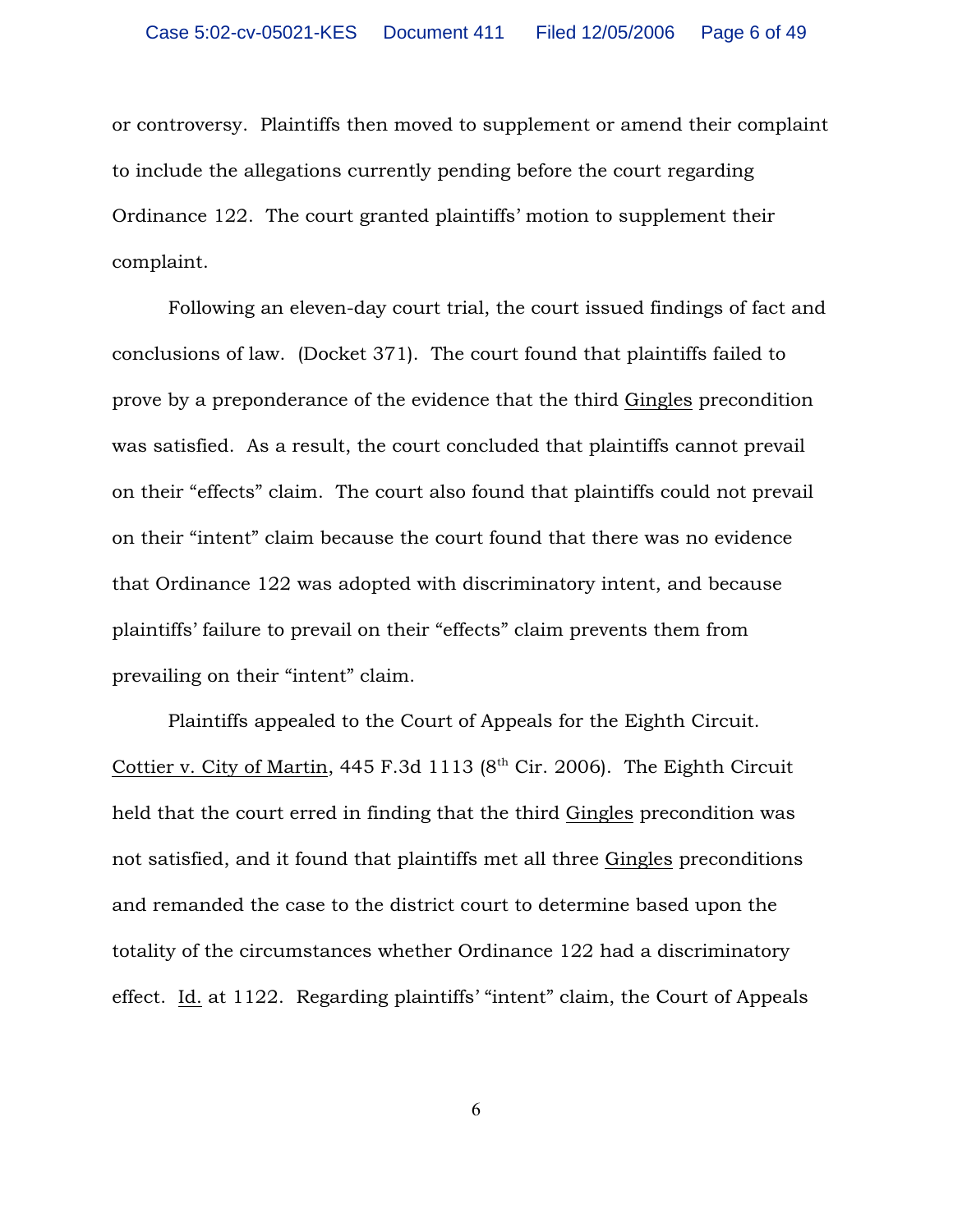or controversy. Plaintiffs then moved to supplement or amend their complaint to include the allegations currently pending before the court regarding Ordinance 122. The court granted plaintiffs' motion to supplement their complaint.

Following an eleven-day court trial, the court issued findings of fact and conclusions of law. (Docket 371). The court found that plaintiffs failed to prove by a preponderance of the evidence that the third Gingles precondition was satisfied. As a result, the court concluded that plaintiffs cannot prevail on their "effects" claim. The court also found that plaintiffs could not prevail on their "intent" claim because the court found that there was no evidence that Ordinance 122 was adopted with discriminatory intent, and because plaintiffs' failure to prevail on their "effects" claim prevents them from prevailing on their "intent" claim.

Plaintiffs appealed to the Court of Appeals for the Eighth Circuit. Cottier v. City of Martin, 445 F.3d 1113 (8th Cir. 2006). The Eighth Circuit held that the court erred in finding that the third Gingles precondition was not satisfied, and it found that plaintiffs met all three Gingles preconditions and remanded the case to the district court to determine based upon the totality of the circumstances whether Ordinance 122 had a discriminatory effect. Id. at 1122. Regarding plaintiffs' "intent" claim, the Court of Appeals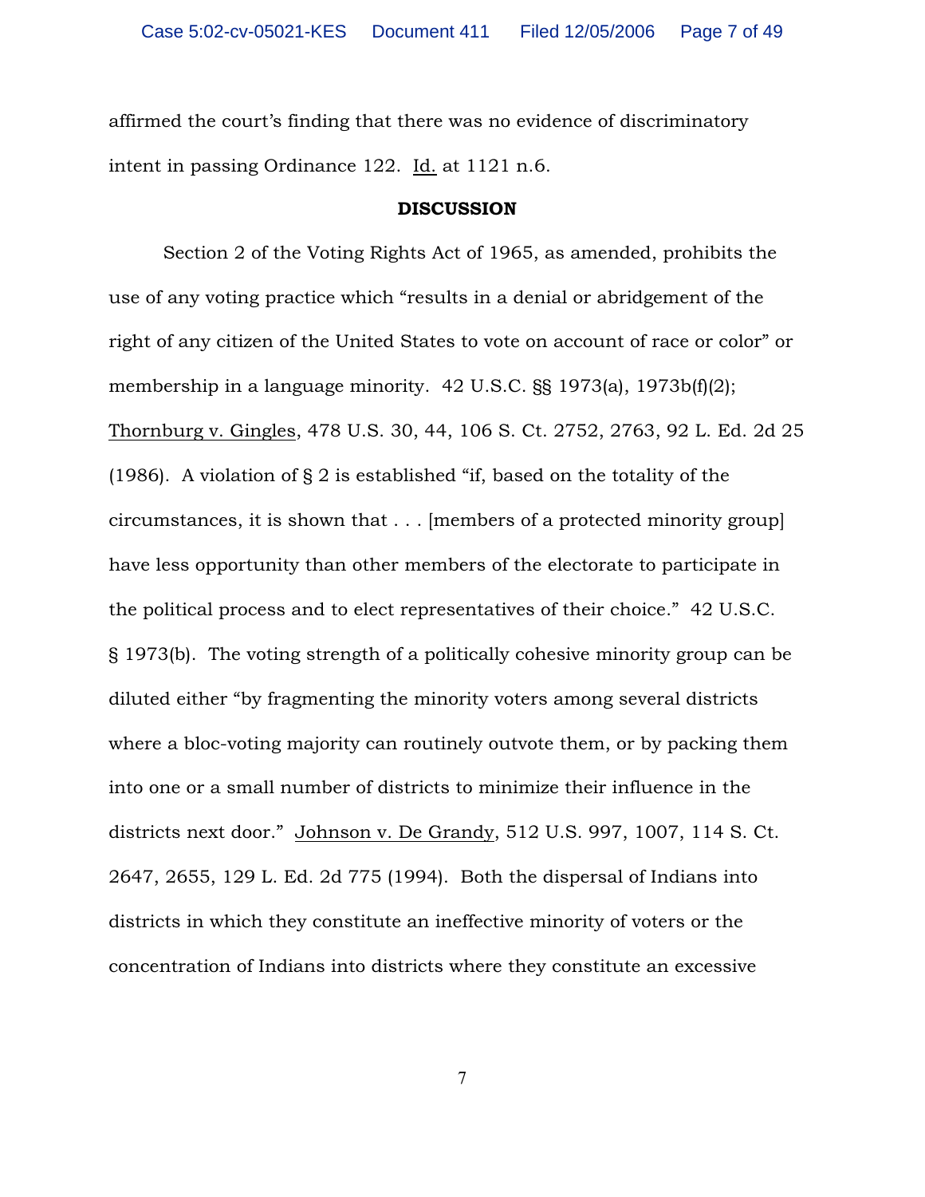affirmed the court's finding that there was no evidence of discriminatory intent in passing Ordinance 122. Id. at 1121 n.6.

## DISCUSSION

Section 2 of the Voting Rights Act of 1965, as amended, prohibits the use of any voting practice which "results in a denial or abridgement of the right of any citizen of the United States to vote on account of race or color" or membership in a language minority. 42 U.S.C. §§ 1973(a), 1973b(f)(2); Thornburg v. Gingles, 478 U.S. 30, 44, 106 S. Ct. 2752, 2763, 92 L. Ed. 2d 25 (1986). A violation of § 2 is established "if, based on the totality of the circumstances, it is shown that . . . [members of a protected minority group] have less opportunity than other members of the electorate to participate in the political process and to elect representatives of their choice." 42 U.S.C. § 1973(b). The voting strength of a politically cohesive minority group can be diluted either "by fragmenting the minority voters among several districts where a bloc-voting majority can routinely outvote them, or by packing them into one or a small number of districts to minimize their influence in the districts next door." Johnson v. De Grandy, 512 U.S. 997, 1007, 114 S. Ct. 2647, 2655, 129 L. Ed. 2d 775 (1994). Both the dispersal of Indians into districts in which they constitute an ineffective minority of voters or the concentration of Indians into districts where they constitute an excessive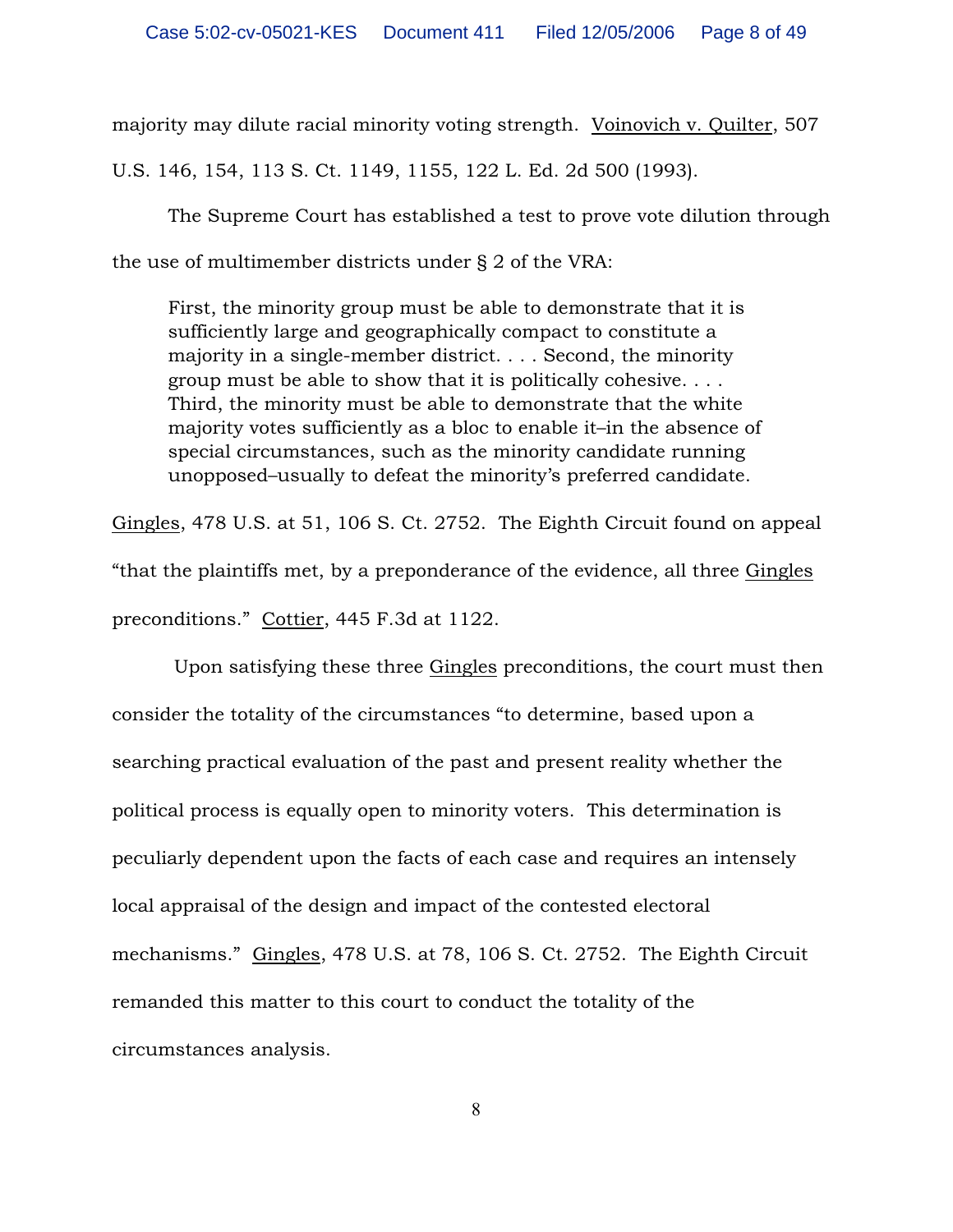majority may dilute racial minority voting strength. Voinovich v. Quilter, 507 U.S. 146, 154, 113 S. Ct. 1149, 1155, 122 L. Ed. 2d 500 (1993).

The Supreme Court has established a test to prove vote dilution through the use of multimember districts under § 2 of the VRA:

> First, the minority group must be able to demonstrate that it is sufficiently large and geographically compact to constitute a majority in a single-member district. . . . Second, the minority group must be able to show that it is politically cohesive. . . . Third, the minority must be able to demonstrate that the white majority votes sufficiently as a bloc to enable it–in the absence of special circumstances, such as the minority candidate running unopposed–usually to defeat the minority's preferred candidate.

Gingles, 478 U.S. at 51, 106 S. Ct. 2752. The Eighth Circuit found on appeal "that the plaintiffs met, by a preponderance of the evidence, all three Gingles preconditions." Cottier, 445 F.3d at 1122.

Upon satisfying these three Gingles preconditions, the court must then consider the totality of the circumstances "to determine, based upon a searching practical evaluation of the past and present reality whether the political process is equally open to minority voters. This determination is peculiarly dependent upon the facts of each case and requires an intensely local appraisal of the design and impact of the contested electoral mechanisms." Gingles, 478 U.S. at 78, 106 S. Ct. 2752. The Eighth Circuit remanded this matter to this court to conduct the totality of the circumstances analysis.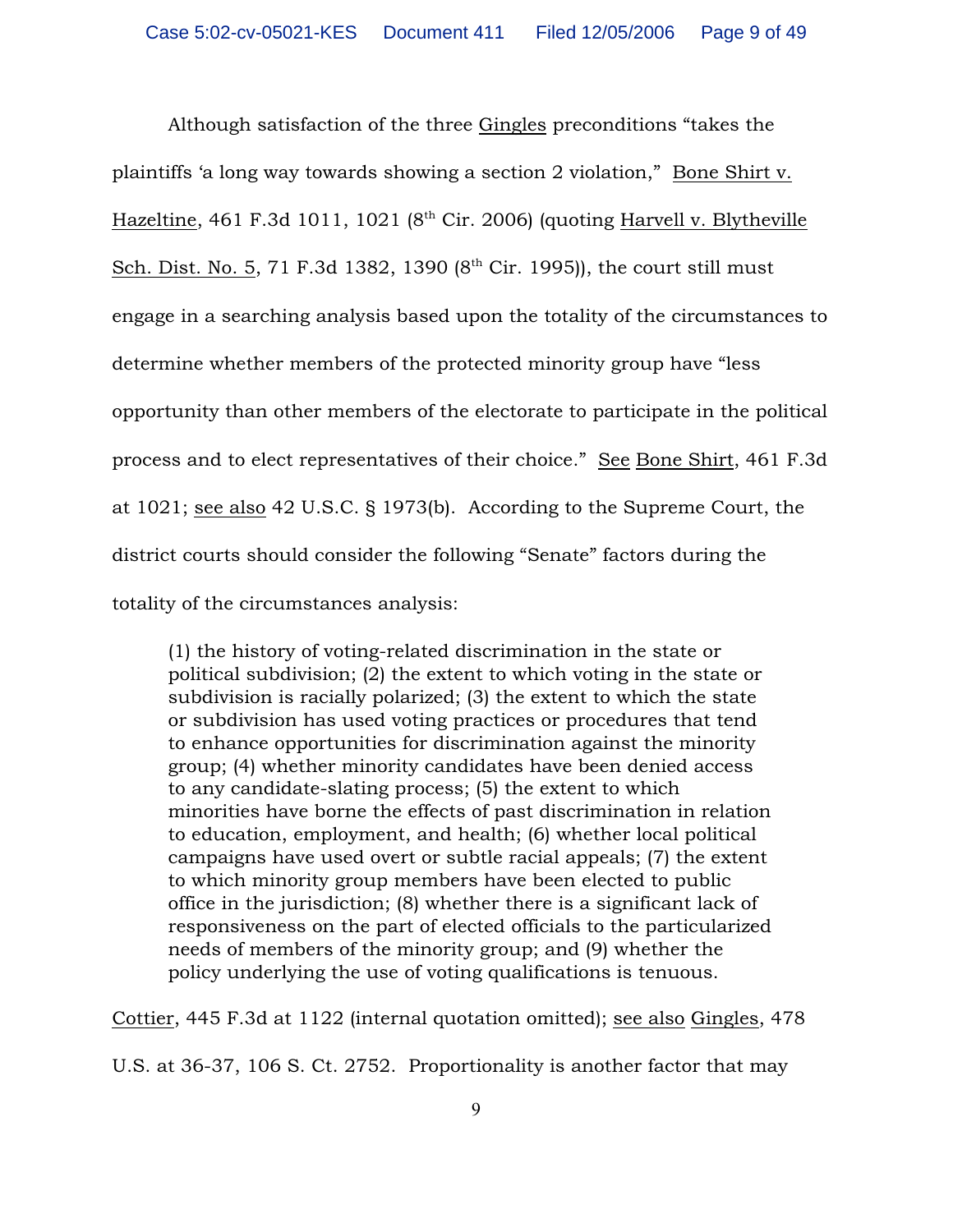Although satisfaction of the three Gingles preconditions "takes the plaintiffs 'a long way towards showing a section 2 violation," Bone Shirt v. Hazeltine, 461 F.3d 1011, 1021 (8th Cir. 2006) (quoting Harvell v. Blytheville Sch. Dist. No. 5, 71 F.3d 1382, 1390 (8th Cir. 1995)), the court still must engage in a searching analysis based upon the totality of the circumstances to determine whether members of the protected minority group have "less opportunity than other members of the electorate to participate in the political process and to elect representatives of their choice." See Bone Shirt, 461 F.3d at 1021; see also 42 U.S.C. § 1973(b). According to the Supreme Court, the district courts should consider the following "Senate" factors during the totality of the circumstances analysis:

> (1) the history of voting-related discrimination in the state or political subdivision; (2) the extent to which voting in the state or subdivision is racially polarized; (3) the extent to which the state or subdivision has used voting practices or procedures that tend to enhance opportunities for discrimination against the minority group; (4) whether minority candidates have been denied access to any candidate-slating process; (5) the extent to which minorities have borne the effects of past discrimination in relation to education, employment, and health; (6) whether local political campaigns have used overt or subtle racial appeals; (7) the extent to which minority group members have been elected to public office in the jurisdiction; (8) whether there is a significant lack of responsiveness on the part of elected officials to the particularized needs of members of the minority group; and (9) whether the policy underlying the use of voting qualifications is tenuous.

Cottier, 445 F.3d at 1122 (internal quotation omitted); see also Gingles, 478 U.S. at 36-37, 106 S. Ct. 2752. Proportionality is another factor that may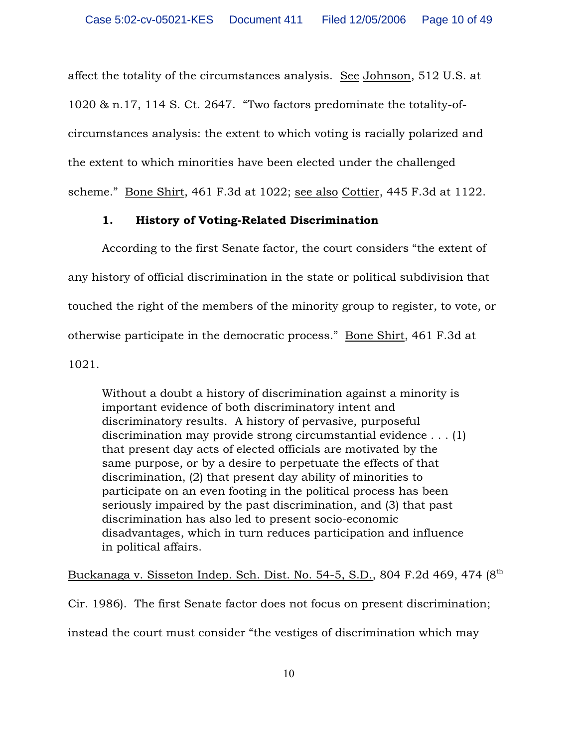affect the totality of the circumstances analysis. See Johnson, 512 U.S. at 1020 & n.17, 114 S. Ct. 2647. "Two factors predominate the totality-of-circumstances analysis: the extent to which voting is racially polarized and the extent to which minorities have been elected under the challenged scheme." Bone Shirt, 461 F.3d at 1022; see also Cottier, 445 F.3d at 1122.

### 1. History of Voting-Related Discrimination

According to the first Senate factor, the court considers "the extent of any history of official discrimination in the state or political subdivision that touched the right of the members of the minority group to register, to vote, or otherwise participate in the democratic process." Bone Shirt, 461 F.3d at 1021.

> Without a doubt a history of discrimination against a minority is important evidence of both discriminatory intent and discriminatory results. A history of pervasive, purposeful discrimination may provide strong circumstantial evidence . . . (1) that present day acts of elected officials are motivated by the same purpose, or by a desire to perpetuate the effects of that discrimination, (2) that present day ability of minorities to participate on an even footing in the political process has been seriously impaired by the past discrimination, and (3) that past discrimination has also led to present socio-economic disadvantages, which in turn reduces participation and influence in political affairs.

Buckanaga v. Sisseton Indep. Sch. Dist. No. 54-5, S.D., 804 F.2d 469, 474 (8th Cir. 1986). The first Senate factor does not focus on present discrimination; instead the court must consider "the vestiges of discrimination which may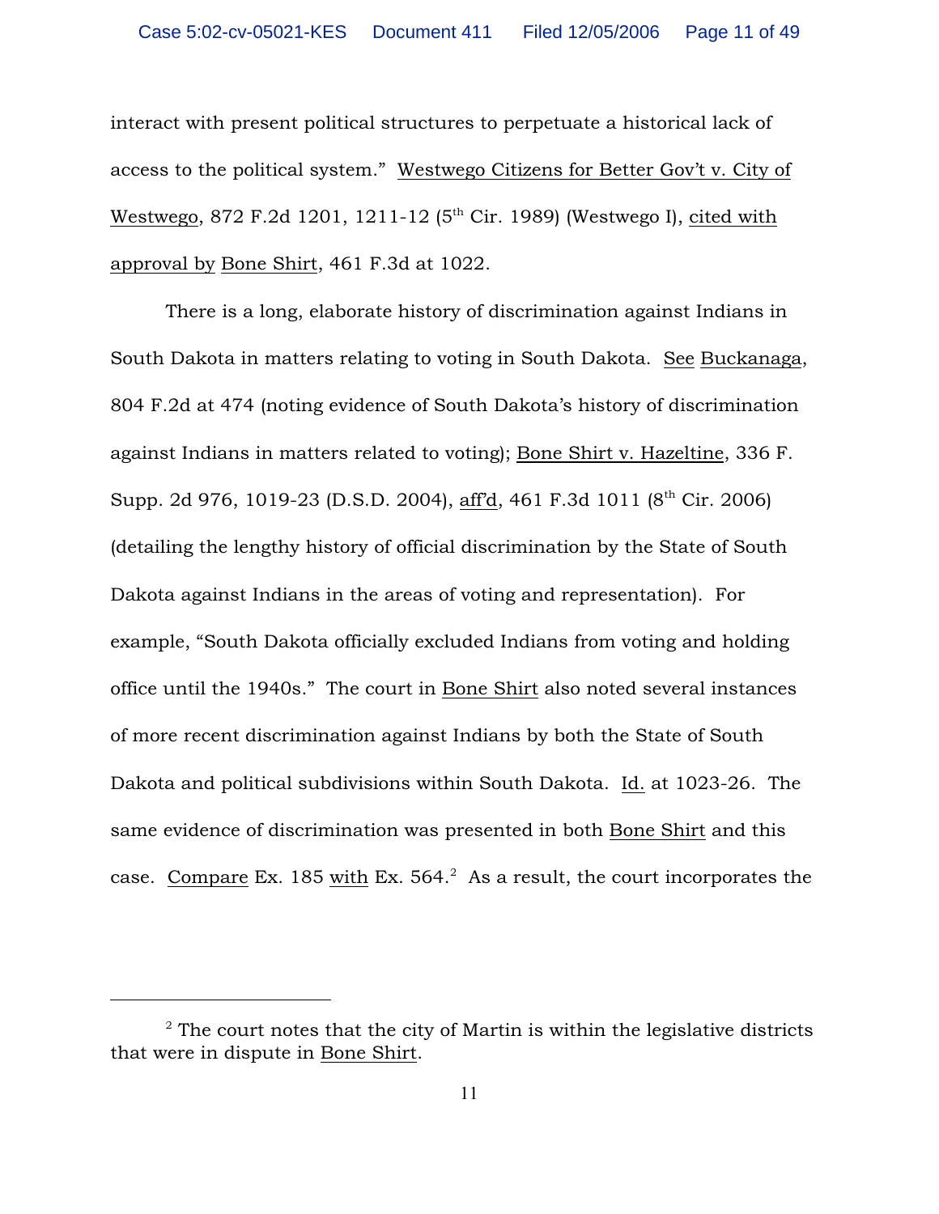interact with present political structures to perpetuate a historical lack of access to the political system." Westwego Citizens for Better Gov't v. City of Westwego, 872 F.2d 1201, 1211-12 (5th Cir. 1989) (Westwego I), cited with approval by Bone Shirt, 461 F.3d at 1022.

There is a long, elaborate history of discrimination against Indians in South Dakota in matters relating to voting in South Dakota. See Buckanaga, 804 F.2d at 474 (noting evidence of South Dakota's history of discrimination against Indians in matters related to voting); Bone Shirt v. Hazeltine, 336 F. Supp. 2d 976, 1019-23 (D.S.D. 2004), aff'd, 461 F.3d 1011 (8th Cir. 2006) (detailing the lengthy history of official discrimination by the State of South Dakota against Indians in the areas of voting and representation). For example, "South Dakota officially excluded Indians from voting and holding office until the 1940s." The court in Bone Shirt also noted several instances of more recent discrimination against Indians by both the State of South Dakota and political subdivisions within South Dakota. Id. at 1023-26. The same evidence of discrimination was presented in both Bone Shirt and this case. Compare Ex. 185 with Ex. 564.[2] As a result, the court incorporates the

---

[2] The court notes that the city of Martin is within the legislative districts that were in dispute in Bone Shirt.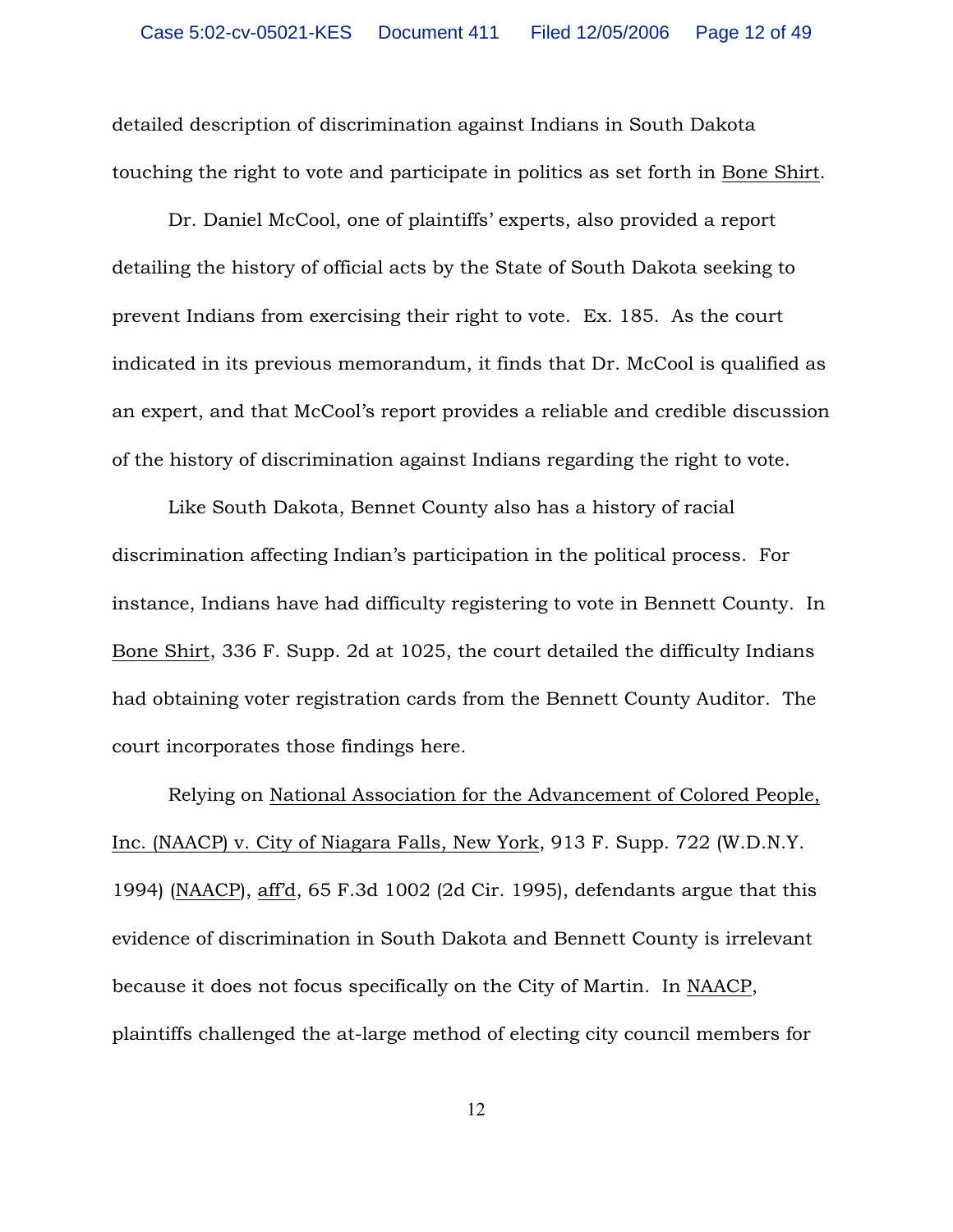detailed description of discrimination against Indians in South Dakota touching the right to vote and participate in politics as set forth in Bone Shirt.

Dr. Daniel McCool, one of plaintiffs' experts, also provided a report detailing the history of official acts by the State of South Dakota seeking to prevent Indians from exercising their right to vote. Ex. 185. As the court indicated in its previous memorandum, it finds that Dr. McCool is qualified as an expert, and that McCool's report provides a reliable and credible discussion of the history of discrimination against Indians regarding the right to vote.

Like South Dakota, Bennet County also has a history of racial discrimination affecting Indian's participation in the political process. For instance, Indians have had difficulty registering to vote in Bennett County. In Bone Shirt, 336 F. Supp. 2d at 1025, the court detailed the difficulty Indians had obtaining voter registration cards from the Bennett County Auditor. The court incorporates those findings here.

Relying on National Association for the Advancement of Colored People, Inc. (NAACP) v. City of Niagara Falls, New York, 913 F. Supp. 722 (W.D.N.Y. 1994) (NAACP), aff'd, 65 F.3d 1002 (2d Cir. 1995), defendants argue that this evidence of discrimination in South Dakota and Bennett County is irrelevant because it does not focus specifically on the City of Martin. In NAACP, plaintiffs challenged the at-large method of electing city council members for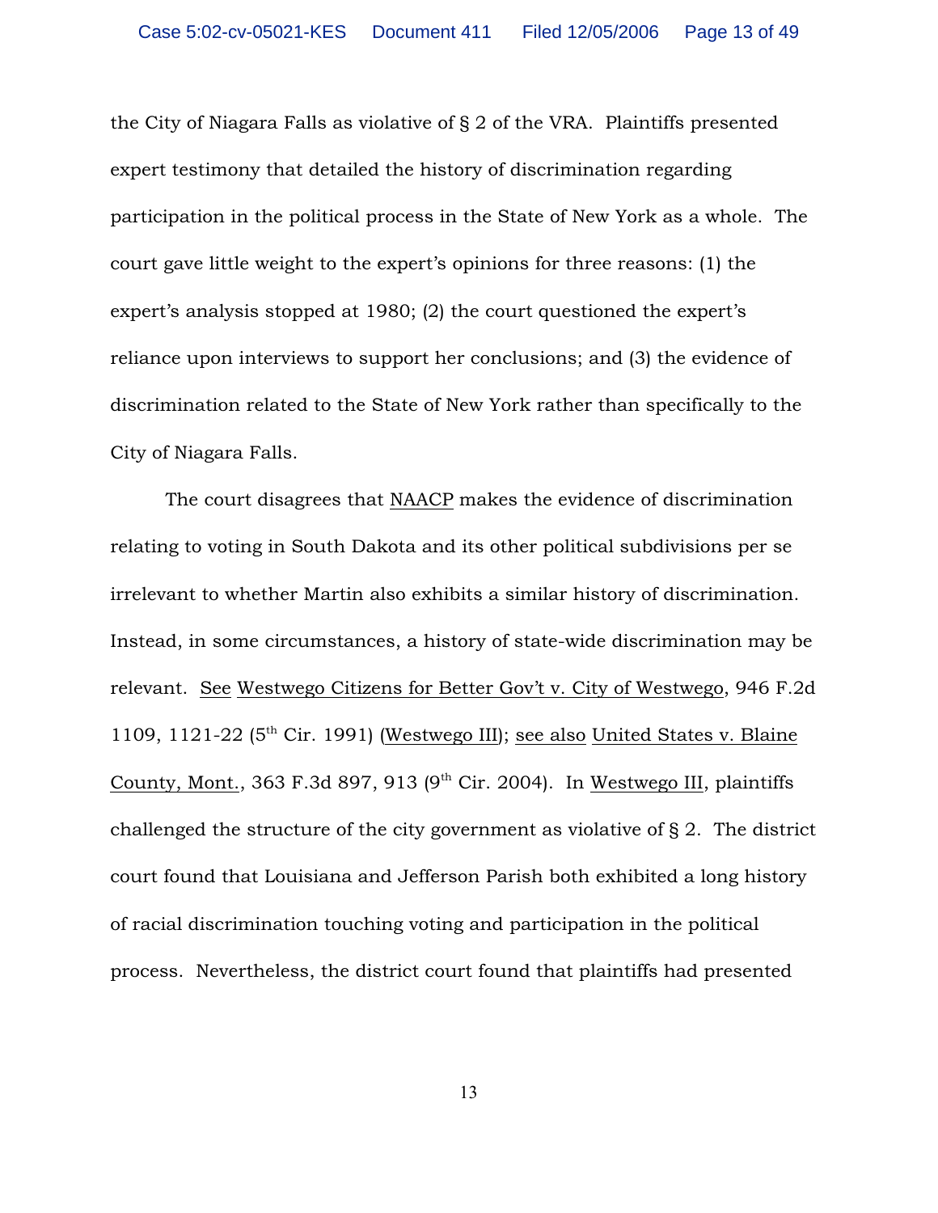the City of Niagara Falls as violative of § 2 of the VRA. Plaintiffs presented expert testimony that detailed the history of discrimination regarding participation in the political process in the State of New York as a whole. The court gave little weight to the expert's opinions for three reasons: (1) the expert's analysis stopped at 1980; (2) the court questioned the expert's reliance upon interviews to support her conclusions; and (3) the evidence of discrimination related to the State of New York rather than specifically to the City of Niagara Falls.

The court disagrees that NAACP makes the evidence of discrimination relating to voting in South Dakota and its other political subdivisions per se irrelevant to whether Martin also exhibits a similar history of discrimination. Instead, in some circumstances, a history of state-wide discrimination may be relevant. See Westwego Citizens for Better Gov't v. City of Westwego, 946 F.2d 1109, 1121-22 (5th Cir. 1991) (Westwego III); see also United States v. Blaine County, Mont., 363 F.3d 897, 913 (9th Cir. 2004). In Westwego III, plaintiffs challenged the structure of the city government as violative of § 2. The district court found that Louisiana and Jefferson Parish both exhibited a long history of racial discrimination touching voting and participation in the political process. Nevertheless, the district court found that plaintiffs had presented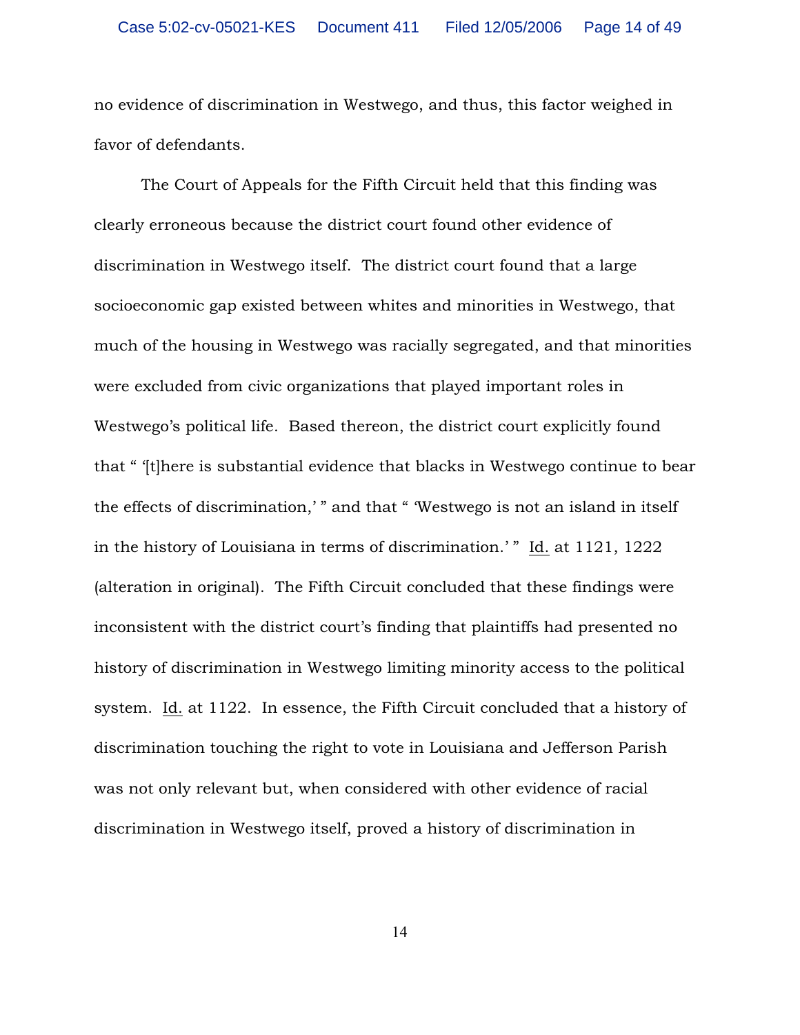no evidence of discrimination in Westwego, and thus, this factor weighed in favor of defendants.

The Court of Appeals for the Fifth Circuit held that this finding was clearly erroneous because the district court found other evidence of discrimination in Westwego itself. The district court found that a large socioeconomic gap existed between whites and minorities in Westwego, that much of the housing in Westwego was racially segregated, and that minorities were excluded from civic organizations that played important roles in Westwego's political life. Based thereon, the district court explicitly found that " '[t]here is substantial evidence that blacks in Westwego continue to bear the effects of discrimination,' " and that " 'Westwego is not an island in itself in the history of Louisiana in terms of discrimination.' " Id. at 1121, 1222 (alteration in original). The Fifth Circuit concluded that these findings were inconsistent with the district court's finding that plaintiffs had presented no history of discrimination in Westwego limiting minority access to the political system. Id. at 1122. In essence, the Fifth Circuit concluded that a history of discrimination touching the right to vote in Louisiana and Jefferson Parish was not only relevant but, when considered with other evidence of racial discrimination in Westwego itself, proved a history of discrimination in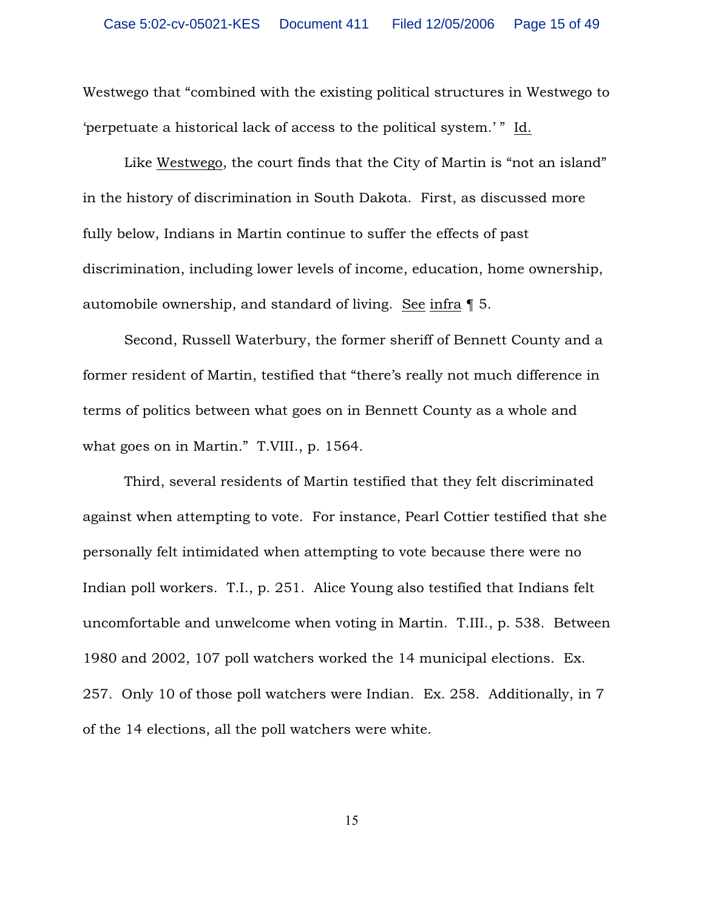Westwego that "combined with the existing political structures in Westwego to 'perpetuate a historical lack of access to the political system.' " Id.

Like Westwego, the court finds that the City of Martin is "not an island" in the history of discrimination in South Dakota. First, as discussed more fully below, Indians in Martin continue to suffer the effects of past discrimination, including lower levels of income, education, home ownership, automobile ownership, and standard of living. See infra ¶ 5.

Second, Russell Waterbury, the former sheriff of Bennett County and a former resident of Martin, testified that "there's really not much difference in terms of politics between what goes on in Bennett County as a whole and what goes on in Martin." T.VIII., p. 1564.

Third, several residents of Martin testified that they felt discriminated against when attempting to vote. For instance, Pearl Cottier testified that she personally felt intimidated when attempting to vote because there were no Indian poll workers. T.I., p. 251. Alice Young also testified that Indians felt uncomfortable and unwelcome when voting in Martin. T.III., p. 538. Between 1980 and 2002, 107 poll watchers worked the 14 municipal elections. Ex. 257. Only 10 of those poll watchers were Indian. Ex. 258. Additionally, in 7 of the 14 elections, all the poll watchers were white.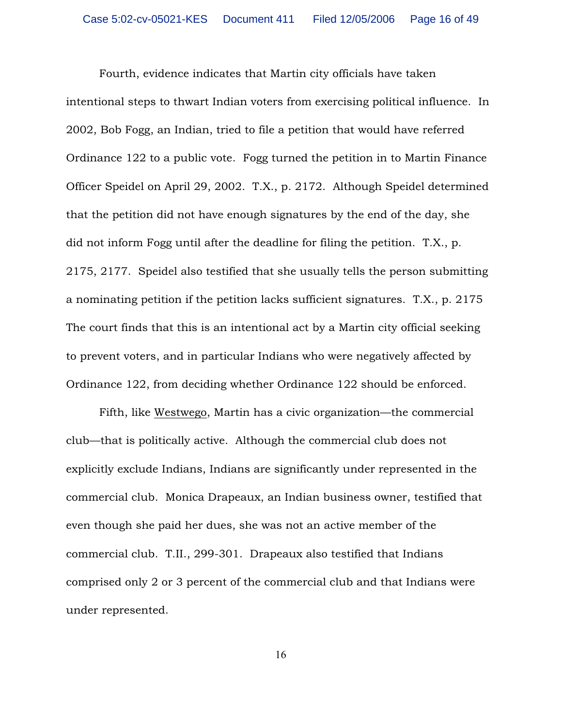Fourth, evidence indicates that Martin city officials have taken intentional steps to thwart Indian voters from exercising political influence. In 2002, Bob Fogg, an Indian, tried to file a petition that would have referred Ordinance 122 to a public vote. Fogg turned the petition in to Martin Finance Officer Speidel on April 29, 2002. T.X., p. 2172. Although Speidel determined that the petition did not have enough signatures by the end of the day, she did not inform Fogg until after the deadline for filing the petition. T.X., p. 2175, 2177. Speidel also testified that she usually tells the person submitting a nominating petition if the petition lacks sufficient signatures. T.X., p. 2175 The court finds that this is an intentional act by a Martin city official seeking to prevent voters, and in particular Indians who were negatively affected by Ordinance 122, from deciding whether Ordinance 122 should be enforced.

Fifth, like Westwego, Martin has a civic organization—the commercial club—that is politically active. Although the commercial club does not explicitly exclude Indians, Indians are significantly under represented in the commercial club. Monica Drapeaux, an Indian business owner, testified that even though she paid her dues, she was not an active member of the commercial club. T.II., 299-301. Drapeaux also testified that Indians comprised only 2 or 3 percent of the commercial club and that Indians were under represented.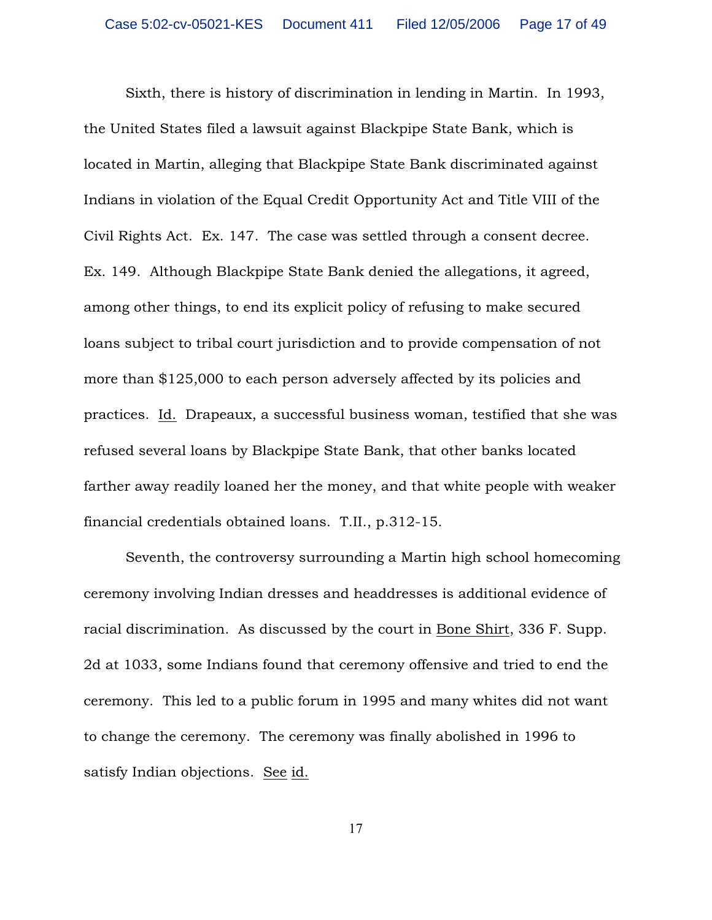Sixth, there is history of discrimination in lending in Martin. In 1993, the United States filed a lawsuit against Blackpipe State Bank, which is located in Martin, alleging that Blackpipe State Bank discriminated against Indians in violation of the Equal Credit Opportunity Act and Title VIII of the Civil Rights Act. Ex. 147. The case was settled through a consent decree. Ex. 149. Although Blackpipe State Bank denied the allegations, it agreed, among other things, to end its explicit policy of refusing to make secured loans subject to tribal court jurisdiction and to provide compensation of not more than $125,000 to each person adversely affected by its policies and practices. Id. Drapeaux, a successful business woman, testified that she was refused several loans by Blackpipe State Bank, that other banks located farther away readily loaned her the money, and that white people with weaker financial credentials obtained loans. T.II., p.312-15.

Seventh, the controversy surrounding a Martin high school homecoming ceremony involving Indian dresses and headdresses is additional evidence of racial discrimination. As discussed by the court in Bone Shirt, 336 F. Supp. 2d at 1033, some Indians found that ceremony offensive and tried to end the ceremony. This led to a public forum in 1995 and many whites did not want to change the ceremony. The ceremony was finally abolished in 1996 to satisfy Indian objections. See id.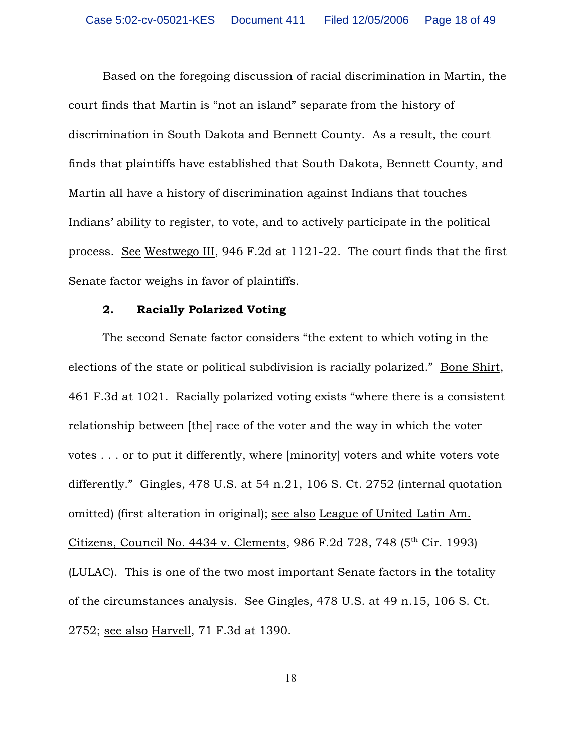Based on the foregoing discussion of racial discrimination in Martin, the court finds that Martin is "not an island" separate from the history of discrimination in South Dakota and Bennett County. As a result, the court finds that plaintiffs have established that South Dakota, Bennett County, and Martin all have a history of discrimination against Indians that touches Indians' ability to register, to vote, and to actively participate in the political process. See Westwego III, 946 F.2d at 1121-22. The court finds that the first Senate factor weighs in favor of plaintiffs.

### 2. Racially Polarized Voting

The second Senate factor considers "the extent to which voting in the elections of the state or political subdivision is racially polarized." Bone Shirt, 461 F.3d at 1021. Racially polarized voting exists "where there is a consistent relationship between [the] race of the voter and the way in which the voter votes . . . or to put it differently, where [minority] voters and white voters vote differently." Gingles, 478 U.S. at 54 n.21, 106 S. Ct. 2752 (internal quotation omitted) (first alteration in original); see also League of United Latin Am. Citizens, Council No. 4434 v. Clements, 986 F.2d 728, 748 (5th Cir. 1993) (LULAC). This is one of the two most important Senate factors in the totality of the circumstances analysis. See Gingles, 478 U.S. at 49 n.15, 106 S. Ct. 2752; see also Harvell, 71 F.3d at 1390.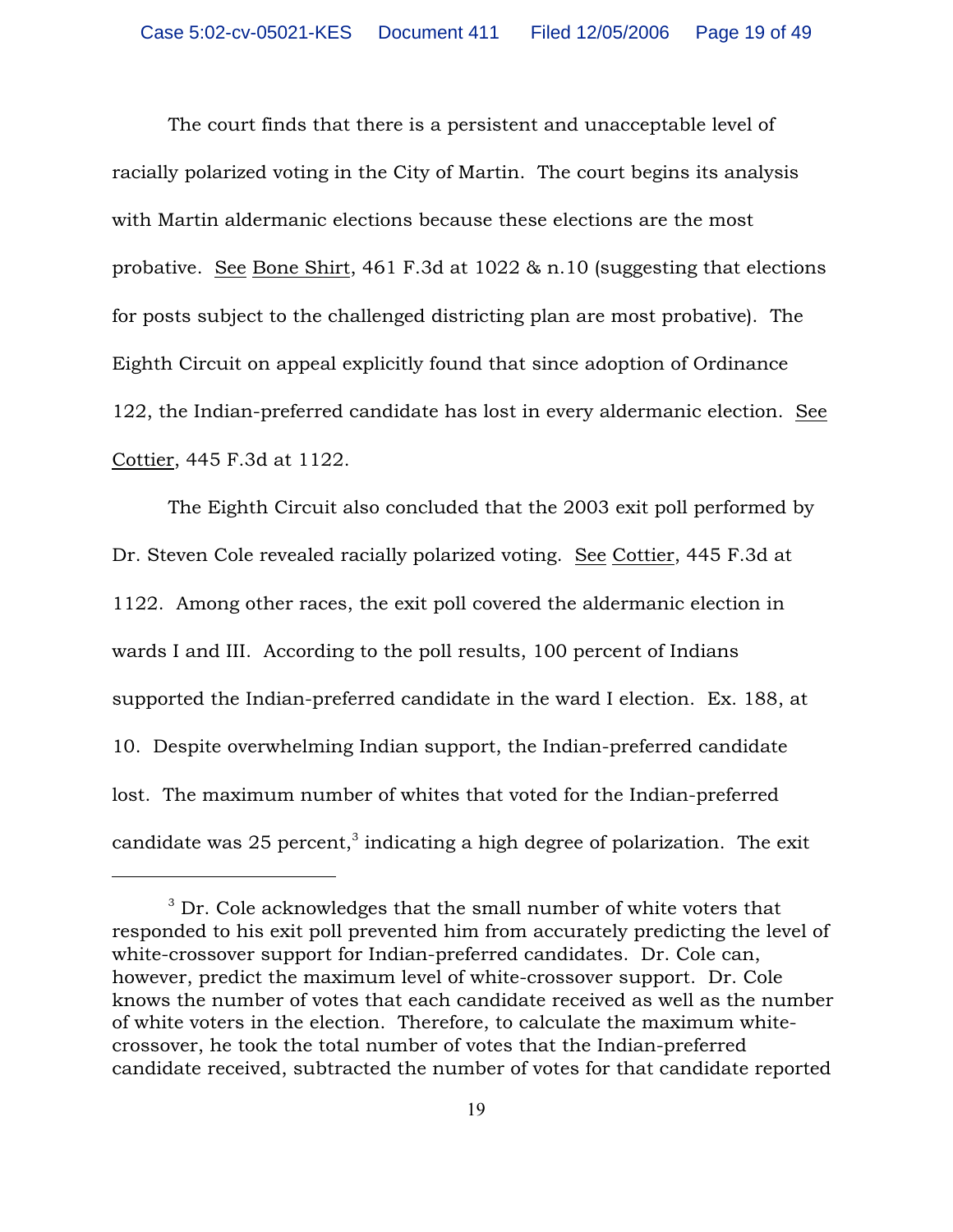The court finds that there is a persistent and unacceptable level of racially polarized voting in the City of Martin. The court begins its analysis with Martin aldermanic elections because these elections are the most probative. See Bone Shirt, 461 F.3d at 1022 & n.10 (suggesting that elections for posts subject to the challenged districting plan are most probative). The Eighth Circuit on appeal explicitly found that since adoption of Ordinance 122, the Indian-preferred candidate has lost in every aldermanic election. See Cottier, 445 F.3d at 1122.

The Eighth Circuit also concluded that the 2003 exit poll performed by Dr. Steven Cole revealed racially polarized voting. See Cottier, 445 F.3d at 1122. Among other races, the exit poll covered the aldermanic election in wards I and III. According to the poll results, 100 percent of Indians supported the Indian-preferred candidate in the ward I election. Ex. 188, at 10. Despite overwhelming Indian support, the Indian-preferred candidate lost. The maximum number of whites that voted for the Indian-preferred candidate was 25 percent,[3] indicating a high degree of polarization. The exit

---

[3] Dr. Cole acknowledges that the small number of white voters that responded to his exit poll prevented him from accurately predicting the level of white-crossover support for Indian-preferred candidates. Dr. Cole can, however, predict the maximum level of white-crossover support. Dr. Cole knows the number of votes that each candidate received as well as the number of white voters in the election. Therefore, to calculate the maximum white-crossover, he took the total number of votes that the Indian-preferred candidate received, subtracted the number of votes for that candidate reported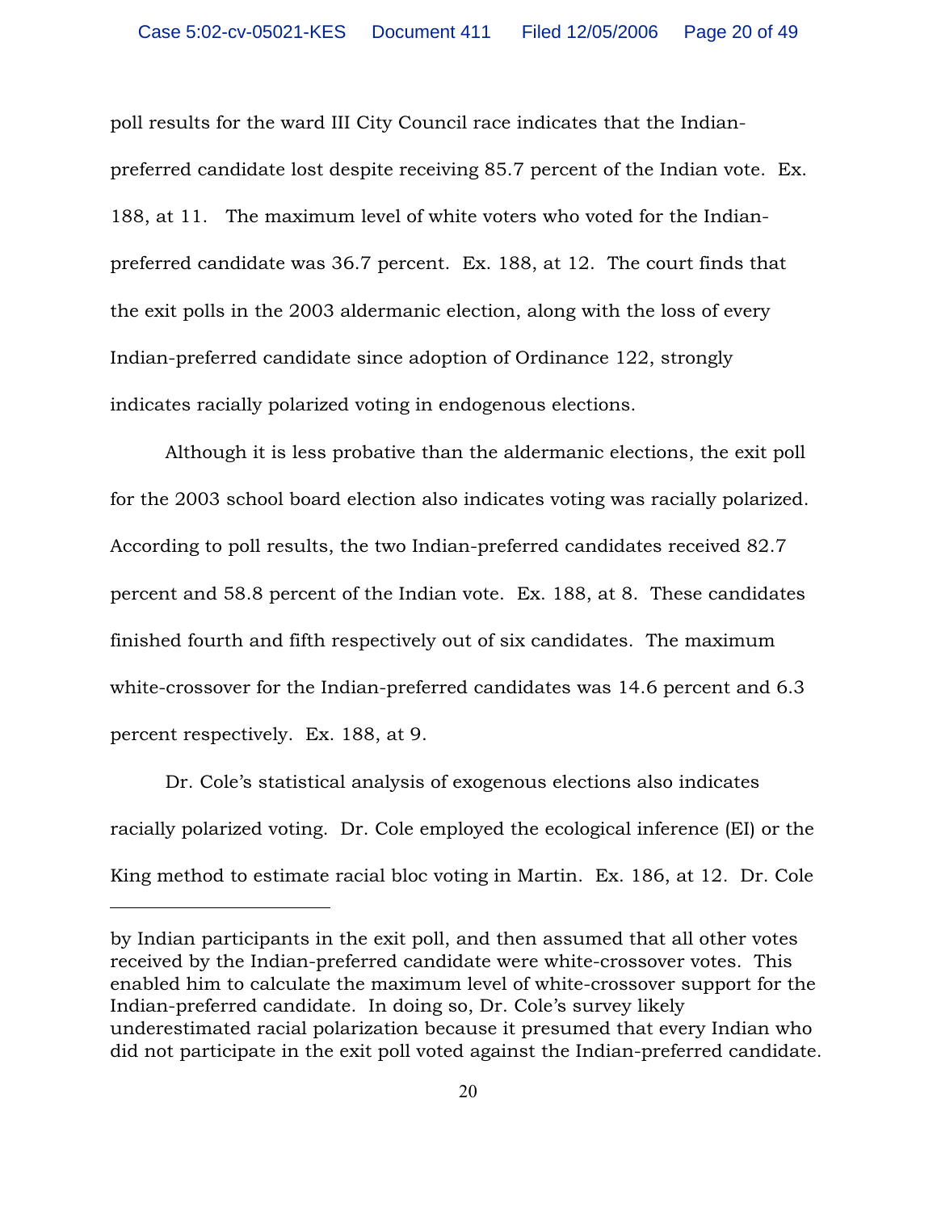poll results for the ward III City Council race indicates that the Indian-preferred candidate lost despite receiving 85.7 percent of the Indian vote. Ex. 188, at 11. The maximum level of white voters who voted for the Indian-preferred candidate was 36.7 percent. Ex. 188, at 12. The court finds that the exit polls in the 2003 aldermanic election, along with the loss of every Indian-preferred candidate since adoption of Ordinance 122, strongly indicates racially polarized voting in endogenous elections.

Although it is less probative than the aldermanic elections, the exit poll for the 2003 school board election also indicates voting was racially polarized. According to poll results, the two Indian-preferred candidates received 82.7 percent and 58.8 percent of the Indian vote. Ex. 188, at 8. These candidates finished fourth and fifth respectively out of six candidates. The maximum white-crossover for the Indian-preferred candidates was 14.6 percent and 6.3 percent respectively. Ex. 188, at 9.

Dr. Cole's statistical analysis of exogenous elections also indicates racially polarized voting. Dr. Cole employed the ecological inference (EI) or the King method to estimate racial bloc voting in Martin. Ex. 186, at 12. Dr. Cole

---

by Indian participants in the exit poll, and then assumed that all other votes received by the Indian-preferred candidate were white-crossover votes. This enabled him to calculate the maximum level of white-crossover support for the Indian-preferred candidate. In doing so, Dr. Cole's survey likely underestimated racial polarization because it presumed that every Indian who did not participate in the exit poll voted against the Indian-preferred candidate.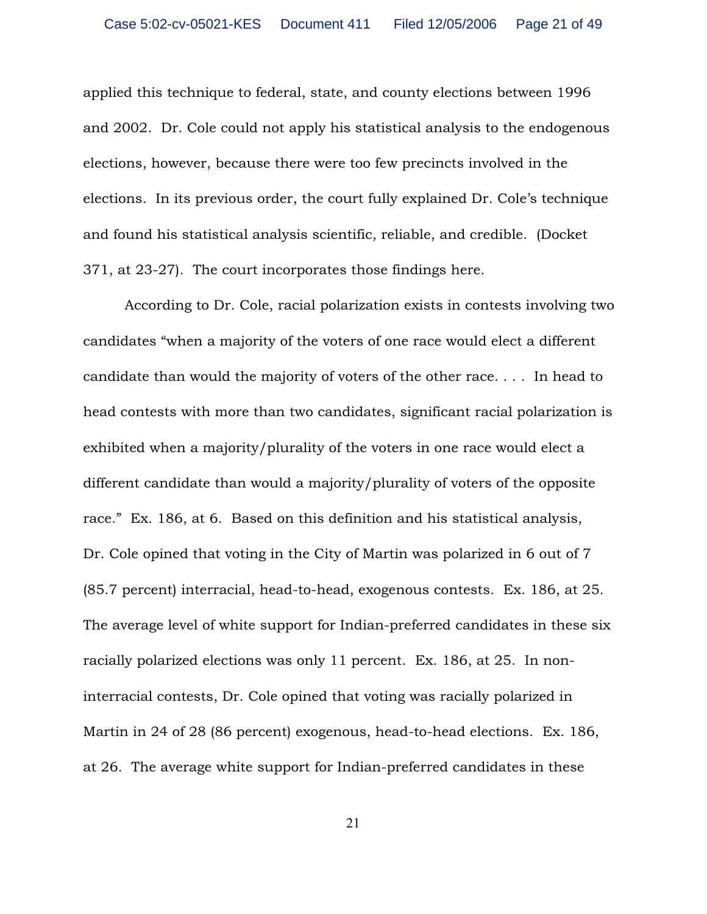applied this technique to federal, state, and county elections between 1996 and 2002. Dr. Cole could not apply his statistical analysis to the endogenous elections, however, because there were too few precincts involved in the elections. In its previous order, the court fully explained Dr. Cole's technique and found his statistical analysis scientific, reliable, and credible. (Docket 371, at 23-27). The court incorporates those findings here.

According to Dr. Cole, racial polarization exists in contests involving two candidates "when a majority of the voters of one race would elect a different candidate than would the majority of voters of the other race. . . . In head to head contests with more than two candidates, significant racial polarization is exhibited when a majority/plurality of the voters in one race would elect a different candidate than would a majority/plurality of voters of the opposite race." Ex. 186, at 6. Based on this definition and his statistical analysis, Dr. Cole opined that voting in the City of Martin was polarized in 6 out of 7 (85.7 percent) interracial, head-to-head, exogenous contests. Ex. 186, at 25. The average level of white support for Indian-preferred candidates in these six racially polarized elections was only 11 percent. Ex. 186, at 25. In non-interracial contests, Dr. Cole opined that voting was racially polarized in Martin in 24 of 28 (86 percent) exogenous, head-to-head elections. Ex. 186, at 26. The average white support for Indian-preferred candidates in these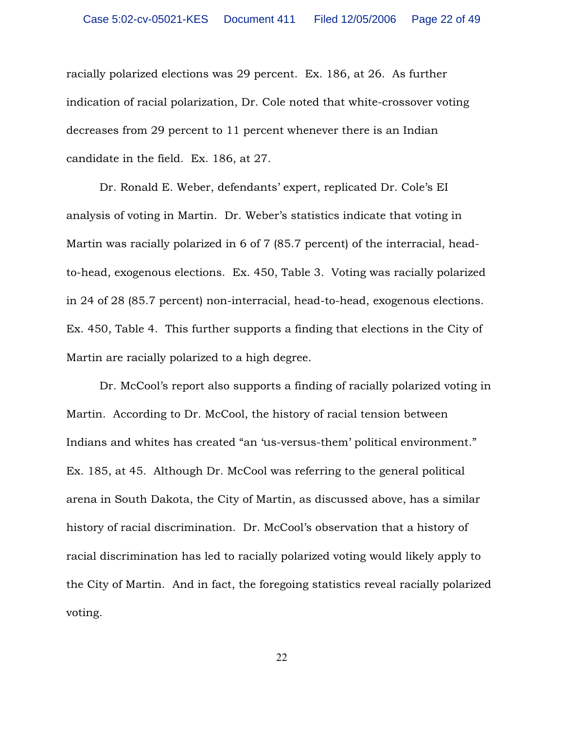racially polarized elections was 29 percent. Ex. 186, at 26. As further indication of racial polarization, Dr. Cole noted that white-crossover voting decreases from 29 percent to 11 percent whenever there is an Indian candidate in the field. Ex. 186, at 27.

Dr. Ronald E. Weber, defendants' expert, replicated Dr. Cole's EI analysis of voting in Martin. Dr. Weber's statistics indicate that voting in Martin was racially polarized in 6 of 7 (85.7 percent) of the interracial, head-to-head, exogenous elections. Ex. 450, Table 3. Voting was racially polarized in 24 of 28 (85.7 percent) non-interracial, head-to-head, exogenous elections. Ex. 450, Table 4. This further supports a finding that elections in the City of Martin are racially polarized to a high degree.

Dr. McCool's report also supports a finding of racially polarized voting in Martin. According to Dr. McCool, the history of racial tension between Indians and whites has created "an 'us-versus-them' political environment." Ex. 185, at 45. Although Dr. McCool was referring to the general political arena in South Dakota, the City of Martin, as discussed above, has a similar history of racial discrimination. Dr. McCool's observation that a history of racial discrimination has led to racially polarized voting would likely apply to the City of Martin. And in fact, the foregoing statistics reveal racially polarized voting.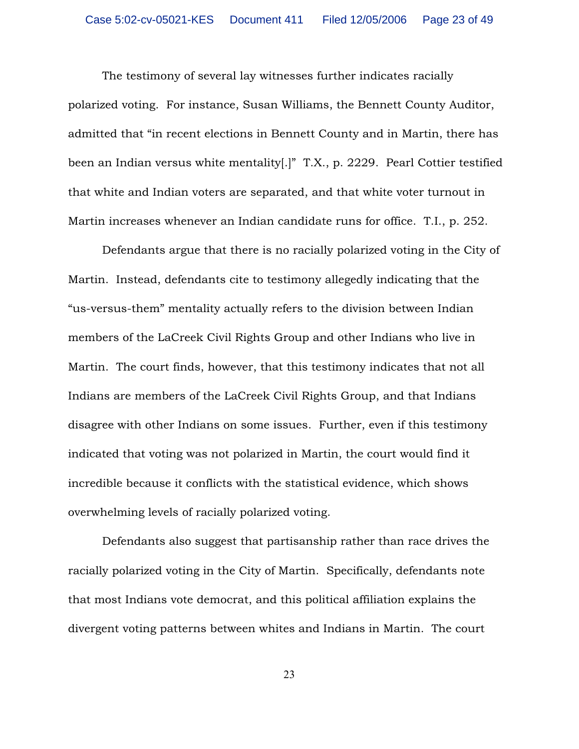The testimony of several lay witnesses further indicates racially polarized voting. For instance, Susan Williams, the Bennett County Auditor, admitted that "in recent elections in Bennett County and in Martin, there has been an Indian versus white mentality[.]" T.X., p. 2229. Pearl Cottier testified that white and Indian voters are separated, and that white voter turnout in Martin increases whenever an Indian candidate runs for office. T.I., p. 252.

Defendants argue that there is no racially polarized voting in the City of Martin. Instead, defendants cite to testimony allegedly indicating that the "us-versus-them" mentality actually refers to the division between Indian members of the LaCreek Civil Rights Group and other Indians who live in Martin. The court finds, however, that this testimony indicates that not all Indians are members of the LaCreek Civil Rights Group, and that Indians disagree with other Indians on some issues. Further, even if this testimony indicated that voting was not polarized in Martin, the court would find it incredible because it conflicts with the statistical evidence, which shows overwhelming levels of racially polarized voting.

Defendants also suggest that partisanship rather than race drives the racially polarized voting in the City of Martin. Specifically, defendants note that most Indians vote democrat, and this political affiliation explains the divergent voting patterns between whites and Indians in Martin. The court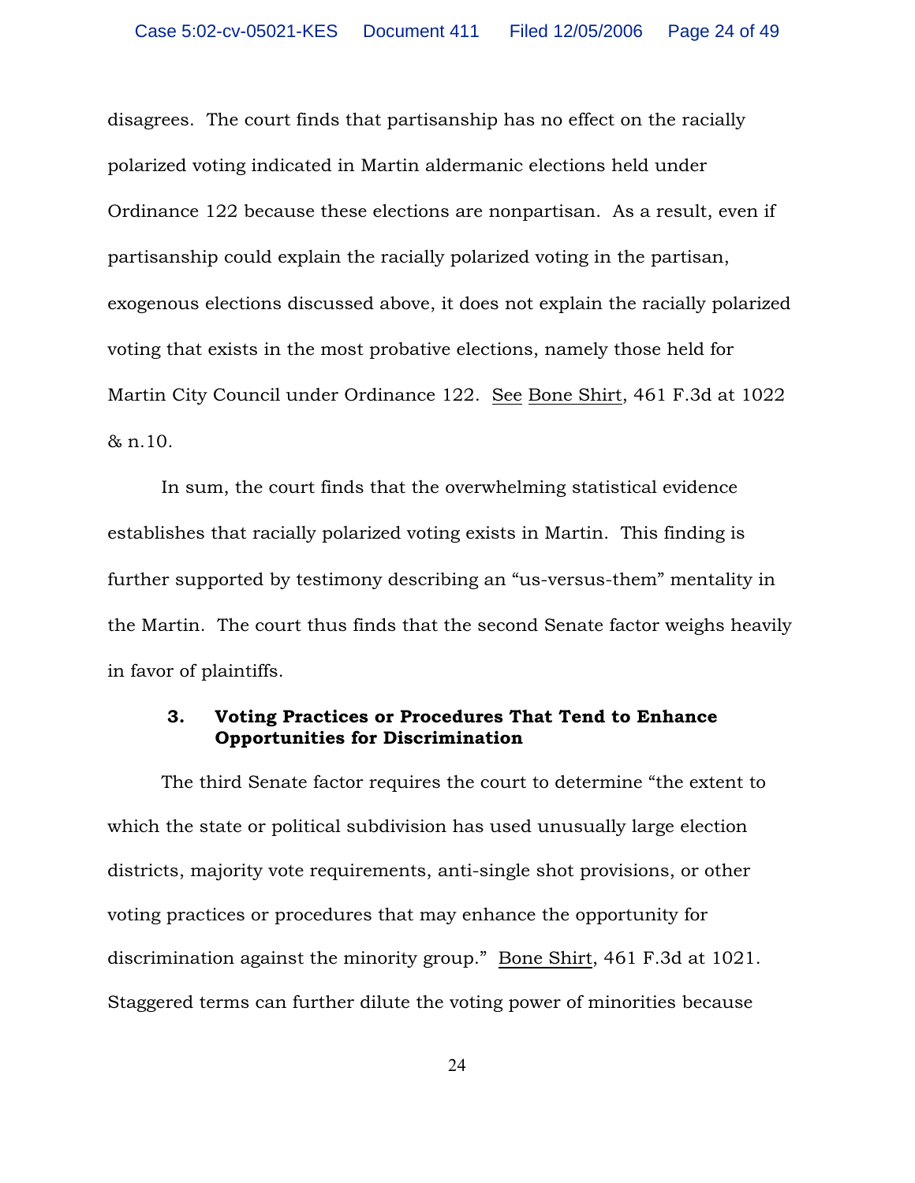disagrees. The court finds that partisanship has no effect on the racially polarized voting indicated in Martin aldermanic elections held under Ordinance 122 because these elections are nonpartisan. As a result, even if partisanship could explain the racially polarized voting in the partisan, exogenous elections discussed above, it does not explain the racially polarized voting that exists in the most probative elections, namely those held for Martin City Council under Ordinance 122. See Bone Shirt, 461 F.3d at 1022 & n.10.

In sum, the court finds that the overwhelming statistical evidence establishes that racially polarized voting exists in Martin. This finding is further supported by testimony describing an "us-versus-them" mentality in the Martin. The court thus finds that the second Senate factor weighs heavily in favor of plaintiffs.

### 3. Voting Practices or Procedures That Tend to Enhance Opportunities for Discrimination

The third Senate factor requires the court to determine "the extent to which the state or political subdivision has used unusually large election districts, majority vote requirements, anti-single shot provisions, or other voting practices or procedures that may enhance the opportunity for discrimination against the minority group." Bone Shirt, 461 F.3d at 1021. Staggered terms can further dilute the voting power of minorities because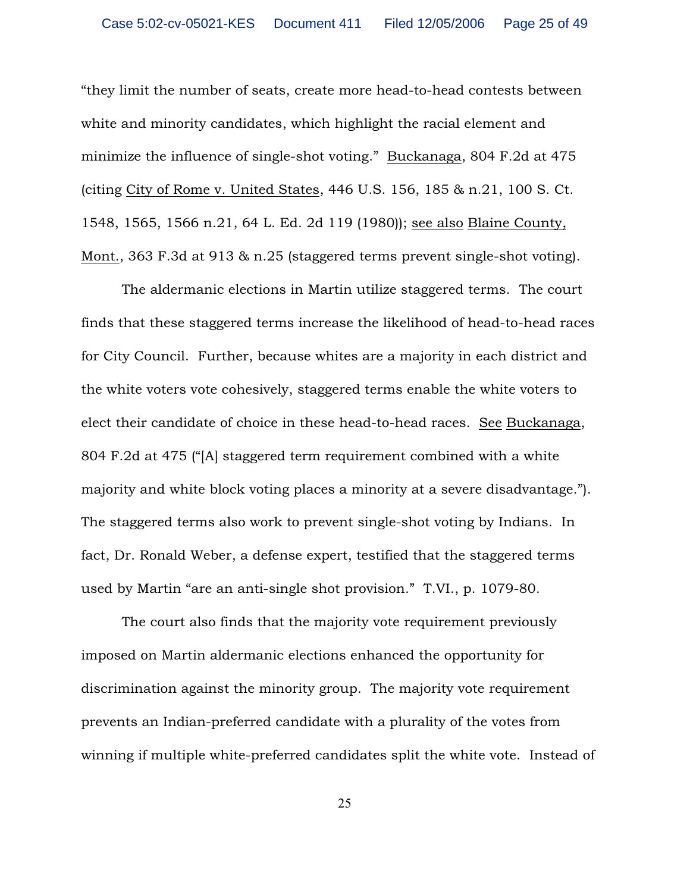"they limit the number of seats, create more head-to-head contests between white and minority candidates, which highlight the racial element and minimize the influence of single-shot voting." Buckanaga, 804 F.2d at 475 (citing City of Rome v. United States, 446 U.S. 156, 185 & n.21, 100 S. Ct. 1548, 1565, 1566 n.21, 64 L. Ed. 2d 119 (1980)); see also Blaine County, Mont., 363 F.3d at 913 & n.25 (staggered terms prevent single-shot voting).

The aldermanic elections in Martin utilize staggered terms. The court finds that these staggered terms increase the likelihood of head-to-head races for City Council. Further, because whites are a majority in each district and the white voters vote cohesively, staggered terms enable the white voters to elect their candidate of choice in these head-to-head races. See Buckanaga, 804 F.2d at 475 ("[A] staggered term requirement combined with a white majority and white block voting places a minority at a severe disadvantage."). The staggered terms also work to prevent single-shot voting by Indians. In fact, Dr. Ronald Weber, a defense expert, testified that the staggered terms used by Martin "are an anti-single shot provision." T.VI., p. 1079-80.

The court also finds that the majority vote requirement previously imposed on Martin aldermanic elections enhanced the opportunity for discrimination against the minority group. The majority vote requirement prevents an Indian-preferred candidate with a plurality of the votes from winning if multiple white-preferred candidates split the white vote. Instead of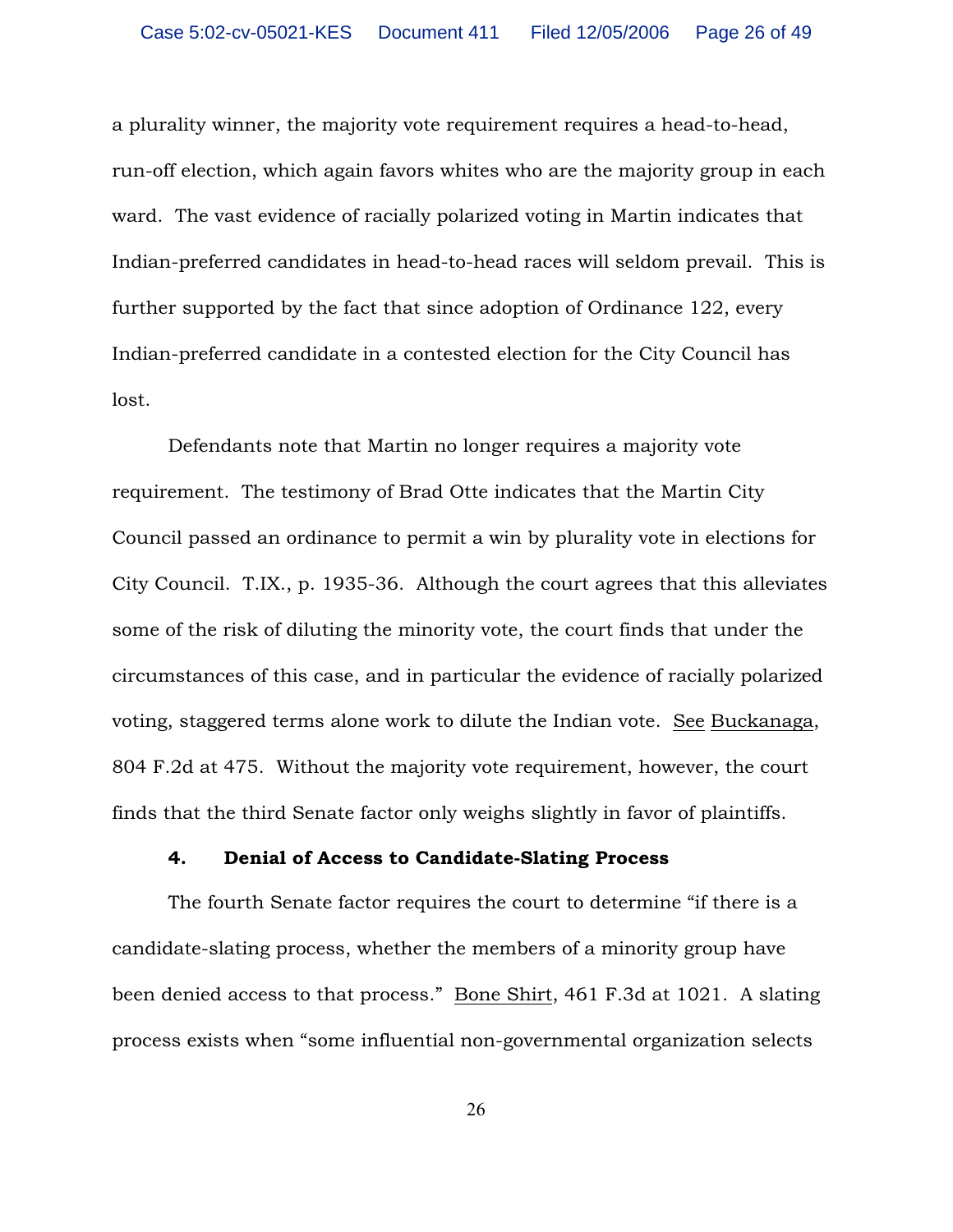a plurality winner, the majority vote requirement requires a head-to-head, run-off election, which again favors whites who are the majority group in each ward. The vast evidence of racially polarized voting in Martin indicates that Indian-preferred candidates in head-to-head races will seldom prevail. This is further supported by the fact that since adoption of Ordinance 122, every Indian-preferred candidate in a contested election for the City Council has lost.

Defendants note that Martin no longer requires a majority vote requirement. The testimony of Brad Otte indicates that the Martin City Council passed an ordinance to permit a win by plurality vote in elections for City Council. T.IX., p. 1935-36. Although the court agrees that this alleviates some of the risk of diluting the minority vote, the court finds that under the circumstances of this case, and in particular the evidence of racially polarized voting, staggered terms alone work to dilute the Indian vote. See Buckanaga, 804 F.2d at 475. Without the majority vote requirement, however, the court finds that the third Senate factor only weighs slightly in favor of plaintiffs.

**4. Denial of Access to Candidate-Slating Process**

The fourth Senate factor requires the court to determine "if there is a candidate-slating process, whether the members of a minority group have been denied access to that process." Bone Shirt, 461 F.3d at 1021. A slating process exists when "some influential non-governmental organization selects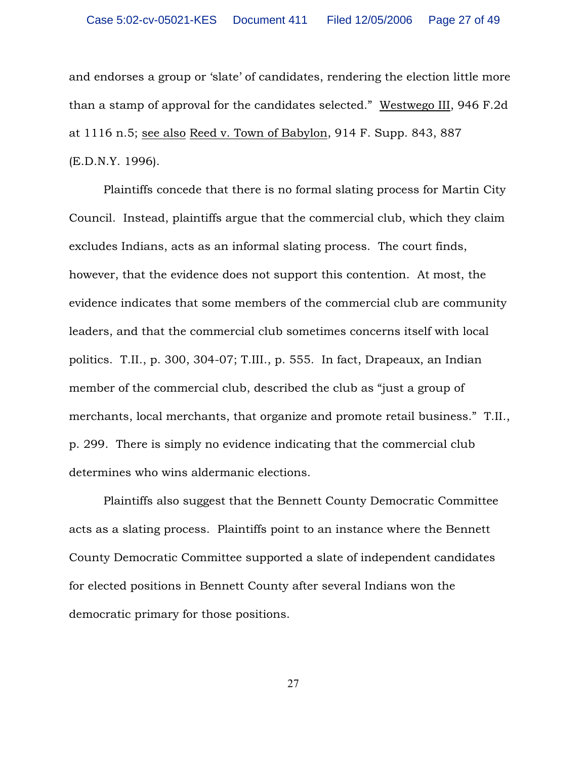and endorses a group or 'slate' of candidates, rendering the election little more than a stamp of approval for the candidates selected." Westwego III, 946 F.2d at 1116 n.5; see also Reed v. Town of Babylon, 914 F. Supp. 843, 887 (E.D.N.Y. 1996).

Plaintiffs concede that there is no formal slating process for Martin City Council. Instead, plaintiffs argue that the commercial club, which they claim excludes Indians, acts as an informal slating process. The court finds, however, that the evidence does not support this contention. At most, the evidence indicates that some members of the commercial club are community leaders, and that the commercial club sometimes concerns itself with local politics. T.II., p. 300, 304-07; T.III., p. 555. In fact, Drapeaux, an Indian member of the commercial club, described the club as "just a group of merchants, local merchants, that organize and promote retail business." T.II., p. 299. There is simply no evidence indicating that the commercial club determines who wins aldermanic elections.

Plaintiffs also suggest that the Bennett County Democratic Committee acts as a slating process. Plaintiffs point to an instance where the Bennett County Democratic Committee supported a slate of independent candidates for elected positions in Bennett County after several Indians won the democratic primary for those positions.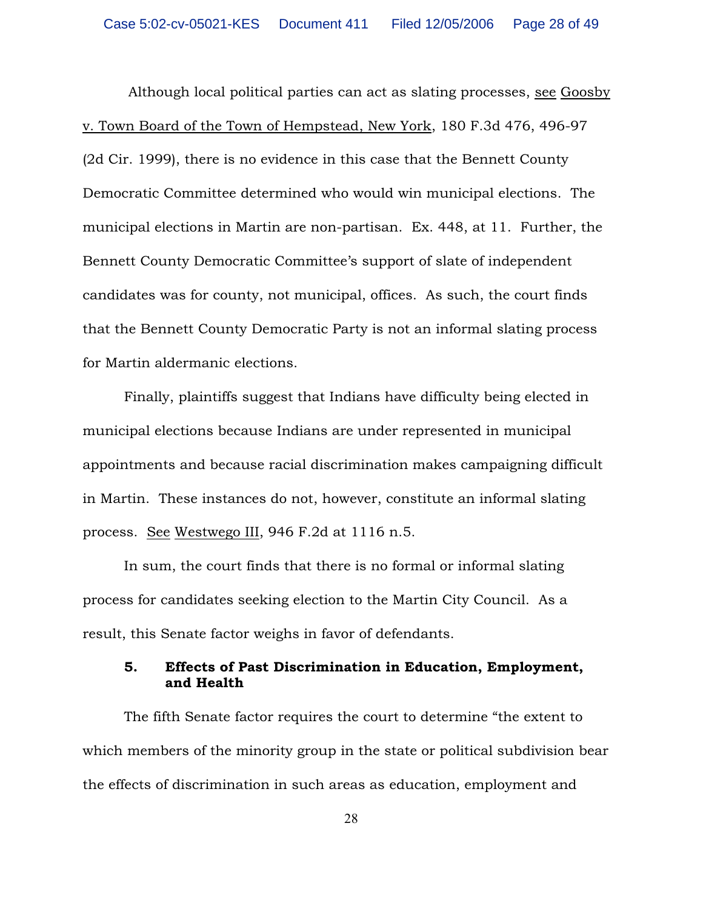Although local political parties can act as slating processes, see Goosby v. Town Board of the Town of Hempstead, New York, 180 F.3d 476, 496-97 (2d Cir. 1999), there is no evidence in this case that the Bennett County Democratic Committee determined who would win municipal elections. The municipal elections in Martin are non-partisan. Ex. 448, at 11. Further, the Bennett County Democratic Committee's support of slate of independent candidates was for county, not municipal, offices. As such, the court finds that the Bennett County Democratic Party is not an informal slating process for Martin aldermanic elections.

Finally, plaintiffs suggest that Indians have difficulty being elected in municipal elections because Indians are under represented in municipal appointments and because racial discrimination makes campaigning difficult in Martin. These instances do not, however, constitute an informal slating process. See Westwego III, 946 F.2d at 1116 n.5.

In sum, the court finds that there is no formal or informal slating process for candidates seeking election to the Martin City Council. As a result, this Senate factor weighs in favor of defendants.

### 5. Effects of Past Discrimination in Education, Employment, and Health

The fifth Senate factor requires the court to determine "the extent to which members of the minority group in the state or political subdivision bear the effects of discrimination in such areas as education, employment and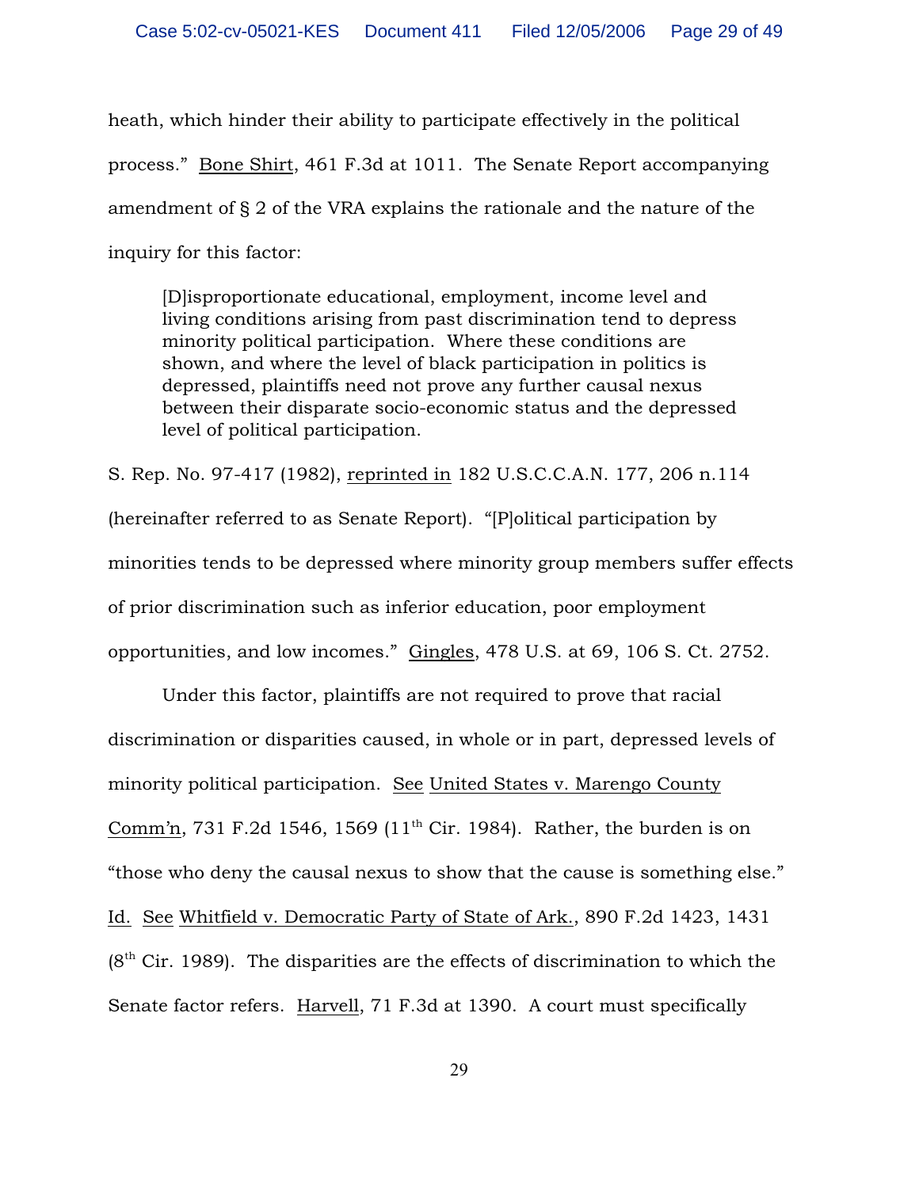heath, which hinder their ability to participate effectively in the political process." Bone Shirt, 461 F.3d at 1011. The Senate Report accompanying amendment of § 2 of the VRA explains the rationale and the nature of the inquiry for this factor:

> [D]isproportionate educational, employment, income level and living conditions arising from past discrimination tend to depress minority political participation. Where these conditions are shown, and where the level of black participation in politics is depressed, plaintiffs need not prove any further causal nexus between their disparate socio-economic status and the depressed level of political participation.

S. Rep. No. 97-417 (1982), reprinted in 182 U.S.C.C.A.N. 177, 206 n.114 (hereinafter referred to as Senate Report). "[P]olitical participation by minorities tends to be depressed where minority group members suffer effects of prior discrimination such as inferior education, poor employment opportunities, and low incomes." Gingles, 478 U.S. at 69, 106 S. Ct. 2752.

Under this factor, plaintiffs are not required to prove that racial discrimination or disparities caused, in whole or in part, depressed levels of minority political participation. See United States v. Marengo County Comm'n, 731 F.2d 1546, 1569 (11th Cir. 1984). Rather, the burden is on "those who deny the causal nexus to show that the cause is something else." Id. See Whitfield v. Democratic Party of State of Ark., 890 F.2d 1423, 1431 (8th Cir. 1989). The disparities are the effects of discrimination to which the Senate factor refers. Harvell, 71 F.3d at 1390. A court must specifically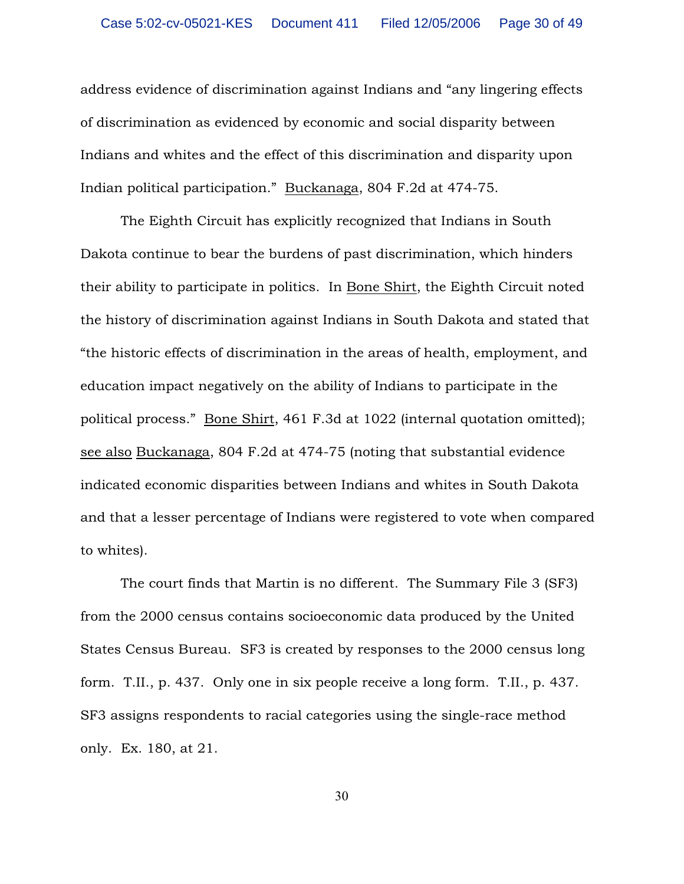address evidence of discrimination against Indians and "any lingering effects of discrimination as evidenced by economic and social disparity between Indians and whites and the effect of this discrimination and disparity upon Indian political participation." Buckanaga, 804 F.2d at 474-75.

The Eighth Circuit has explicitly recognized that Indians in South Dakota continue to bear the burdens of past discrimination, which hinders their ability to participate in politics. In Bone Shirt, the Eighth Circuit noted the history of discrimination against Indians in South Dakota and stated that "the historic effects of discrimination in the areas of health, employment, and education impact negatively on the ability of Indians to participate in the political process." Bone Shirt, 461 F.3d at 1022 (internal quotation omitted); see also Buckanaga, 804 F.2d at 474-75 (noting that substantial evidence indicated economic disparities between Indians and whites in South Dakota and that a lesser percentage of Indians were registered to vote when compared to whites).

The court finds that Martin is no different. The Summary File 3 (SF3) from the 2000 census contains socioeconomic data produced by the United States Census Bureau. SF3 is created by responses to the 2000 census long form. T.II., p. 437. Only one in six people receive a long form. T.II., p. 437. SF3 assigns respondents to racial categories using the single-race method only. Ex. 180, at 21.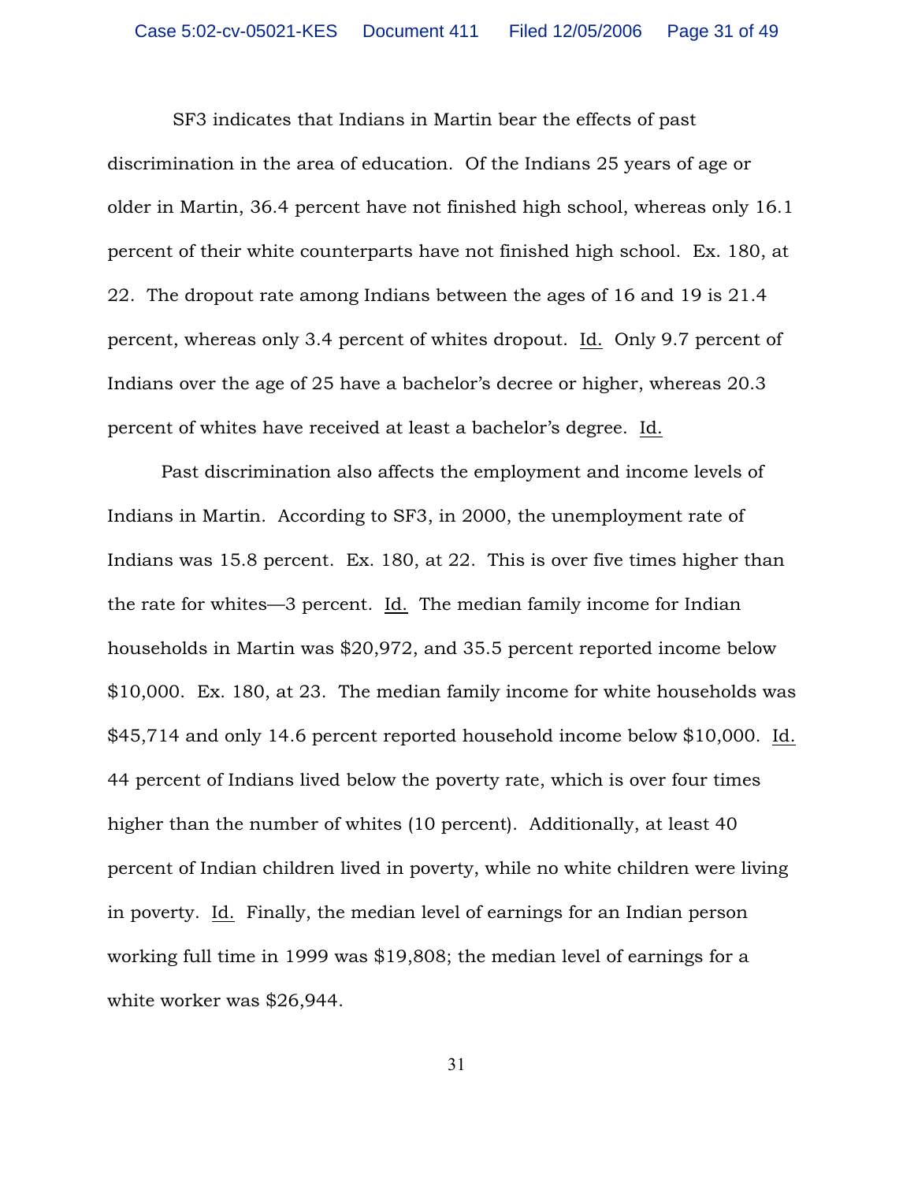SF3 indicates that Indians in Martin bear the effects of past discrimination in the area of education. Of the Indians 25 years of age or older in Martin, 36.4 percent have not finished high school, whereas only 16.1 percent of their white counterparts have not finished high school. Ex. 180, at 22. The dropout rate among Indians between the ages of 16 and 19 is 21.4 percent, whereas only 3.4 percent of whites dropout. Id. Only 9.7 percent of Indians over the age of 25 have a bachelor's decree or higher, whereas 20.3 percent of whites have received at least a bachelor's degree. Id.

Past discrimination also affects the employment and income levels of Indians in Martin. According to SF3, in 2000, the unemployment rate of Indians was 15.8 percent. Ex. 180, at 22. This is over five times higher than the rate for whites—3 percent. Id. The median family income for Indian households in Martin was $20,972, and 35.5 percent reported income below $10,000. Ex. 180, at 23. The median family income for white households was $45,714 and only 14.6 percent reported household income below $10,000. Id. 44 percent of Indians lived below the poverty rate, which is over four times higher than the number of whites (10 percent). Additionally, at least 40 percent of Indian children lived in poverty, while no white children were living in poverty. Id. Finally, the median level of earnings for an Indian person working full time in 1999 was $19,808; the median level of earnings for a white worker was $26,944.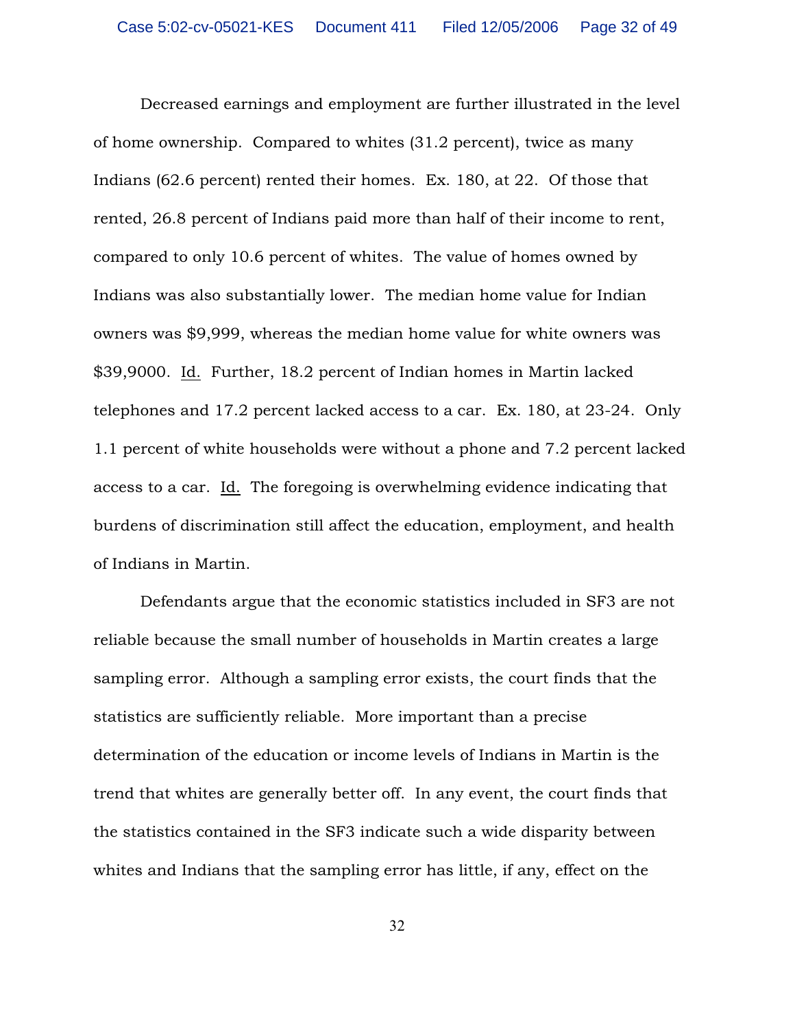Decreased earnings and employment are further illustrated in the level of home ownership. Compared to whites (31.2 percent), twice as many Indians (62.6 percent) rented their homes. Ex. 180, at 22. Of those that rented, 26.8 percent of Indians paid more than half of their income to rent, compared to only 10.6 percent of whites. The value of homes owned by Indians was also substantially lower. The median home value for Indian owners was $9,999, whereas the median home value for white owners was $39,9000. Id. Further, 18.2 percent of Indian homes in Martin lacked telephones and 17.2 percent lacked access to a car. Ex. 180, at 23-24. Only 1.1 percent of white households were without a phone and 7.2 percent lacked access to a car. Id. The foregoing is overwhelming evidence indicating that burdens of discrimination still affect the education, employment, and health of Indians in Martin.

Defendants argue that the economic statistics included in SF3 are not reliable because the small number of households in Martin creates a large sampling error. Although a sampling error exists, the court finds that the statistics are sufficiently reliable. More important than a precise determination of the education or income levels of Indians in Martin is the trend that whites are generally better off. In any event, the court finds that the statistics contained in the SF3 indicate such a wide disparity between whites and Indians that the sampling error has little, if any, effect on the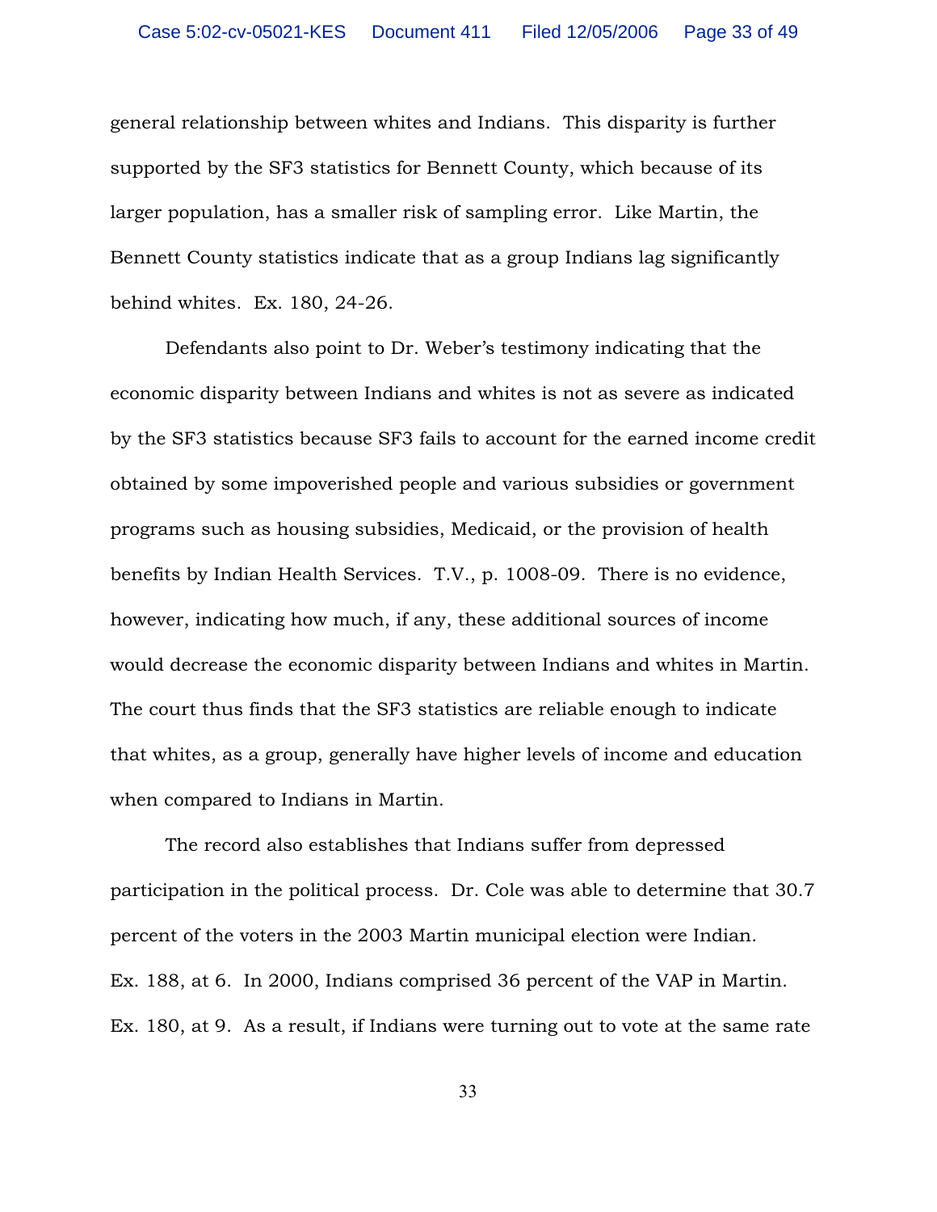general relationship between whites and Indians. This disparity is further supported by the SF3 statistics for Bennett County, which because of its larger population, has a smaller risk of sampling error. Like Martin, the Bennett County statistics indicate that as a group Indians lag significantly behind whites. Ex. 180, 24-26.

Defendants also point to Dr. Weber's testimony indicating that the economic disparity between Indians and whites is not as severe as indicated by the SF3 statistics because SF3 fails to account for the earned income credit obtained by some impoverished people and various subsidies or government programs such as housing subsidies, Medicaid, or the provision of health benefits by Indian Health Services. T.V., p. 1008-09. There is no evidence, however, indicating how much, if any, these additional sources of income would decrease the economic disparity between Indians and whites in Martin. The court thus finds that the SF3 statistics are reliable enough to indicate that whites, as a group, generally have higher levels of income and education when compared to Indians in Martin.

The record also establishes that Indians suffer from depressed participation in the political process. Dr. Cole was able to determine that 30.7 percent of the voters in the 2003 Martin municipal election were Indian. Ex. 188, at 6. In 2000, Indians comprised 36 percent of the VAP in Martin. Ex. 180, at 9. As a result, if Indians were turning out to vote at the same rate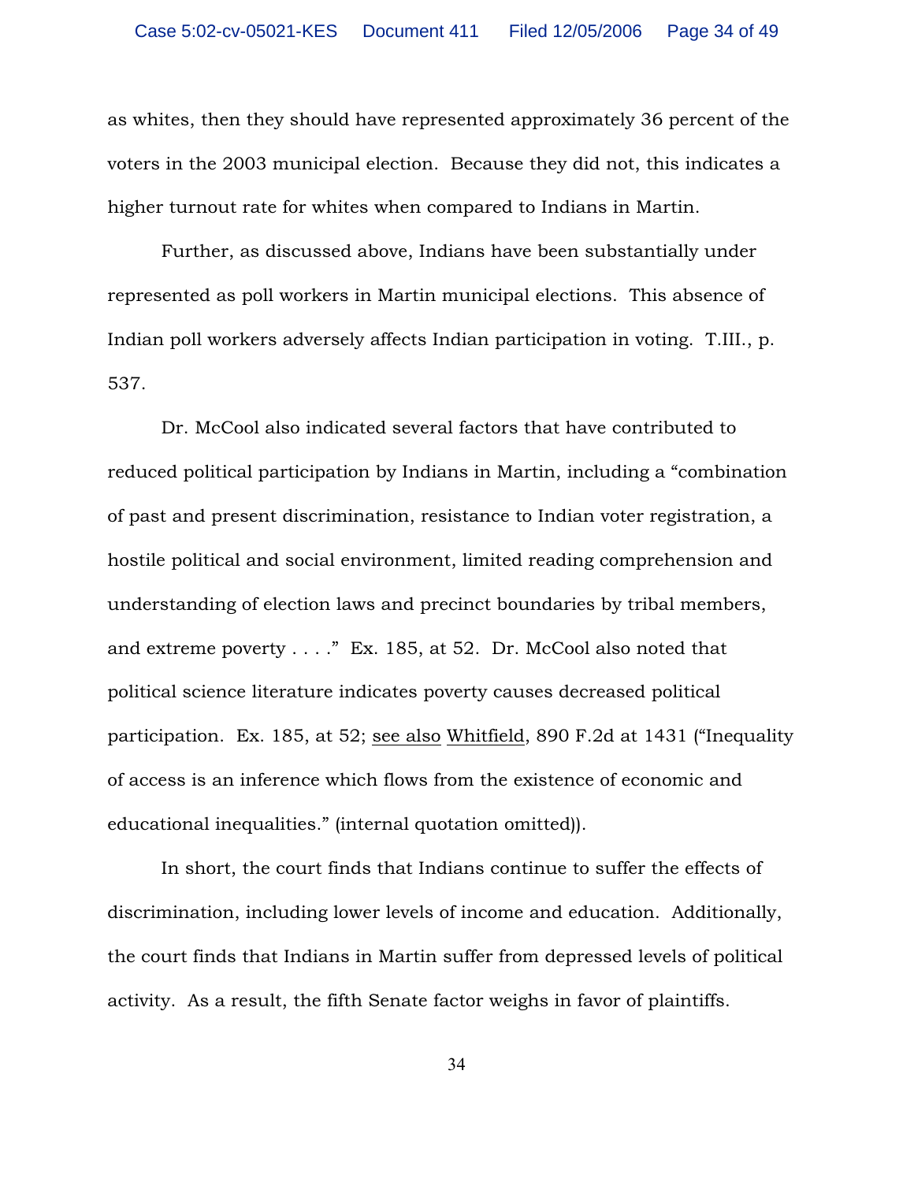as whites, then they should have represented approximately 36 percent of the voters in the 2003 municipal election. Because they did not, this indicates a higher turnout rate for whites when compared to Indians in Martin.

Further, as discussed above, Indians have been substantially under represented as poll workers in Martin municipal elections. This absence of Indian poll workers adversely affects Indian participation in voting. T.III., p. 537.

Dr. McCool also indicated several factors that have contributed to reduced political participation by Indians in Martin, including a "combination of past and present discrimination, resistance to Indian voter registration, a hostile political and social environment, limited reading comprehension and understanding of election laws and precinct boundaries by tribal members, and extreme poverty . . . ." Ex. 185, at 52. Dr. McCool also noted that political science literature indicates poverty causes decreased political participation. Ex. 185, at 52; see also Whitfield, 890 F.2d at 1431 ("Inequality of access is an inference which flows from the existence of economic and educational inequalities." (internal quotation omitted)).

In short, the court finds that Indians continue to suffer the effects of discrimination, including lower levels of income and education. Additionally, the court finds that Indians in Martin suffer from depressed levels of political activity. As a result, the fifth Senate factor weighs in favor of plaintiffs.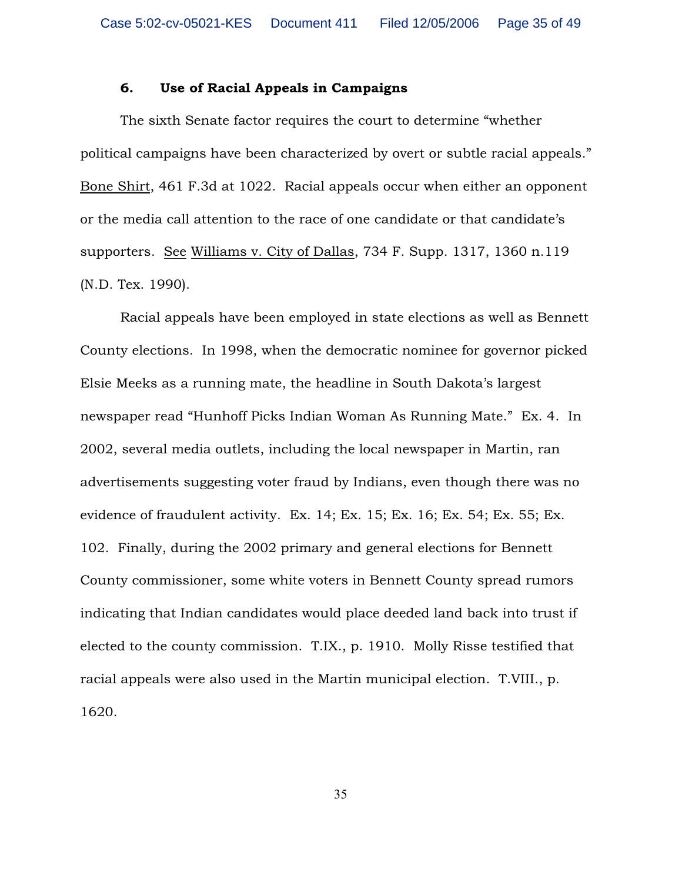### 6. Use of Racial Appeals in Campaigns

The sixth Senate factor requires the court to determine "whether political campaigns have been characterized by overt or subtle racial appeals." Bone Shirt, 461 F.3d at 1022. Racial appeals occur when either an opponent or the media call attention to the race of one candidate or that candidate's supporters. See Williams v. City of Dallas, 734 F. Supp. 1317, 1360 n.119 (N.D. Tex. 1990).

Racial appeals have been employed in state elections as well as Bennett County elections. In 1998, when the democratic nominee for governor picked Elsie Meeks as a running mate, the headline in South Dakota's largest newspaper read "Hunhoff Picks Indian Woman As Running Mate." Ex. 4. In 2002, several media outlets, including the local newspaper in Martin, ran advertisements suggesting voter fraud by Indians, even though there was no evidence of fraudulent activity. Ex. 14; Ex. 15; Ex. 16; Ex. 54; Ex. 55; Ex. 102. Finally, during the 2002 primary and general elections for Bennett County commissioner, some white voters in Bennett County spread rumors indicating that Indian candidates would place deeded land back into trust if elected to the county commission. T.IX., p. 1910. Molly Risse testified that racial appeals were also used in the Martin municipal election. T.VIII., p. 1620.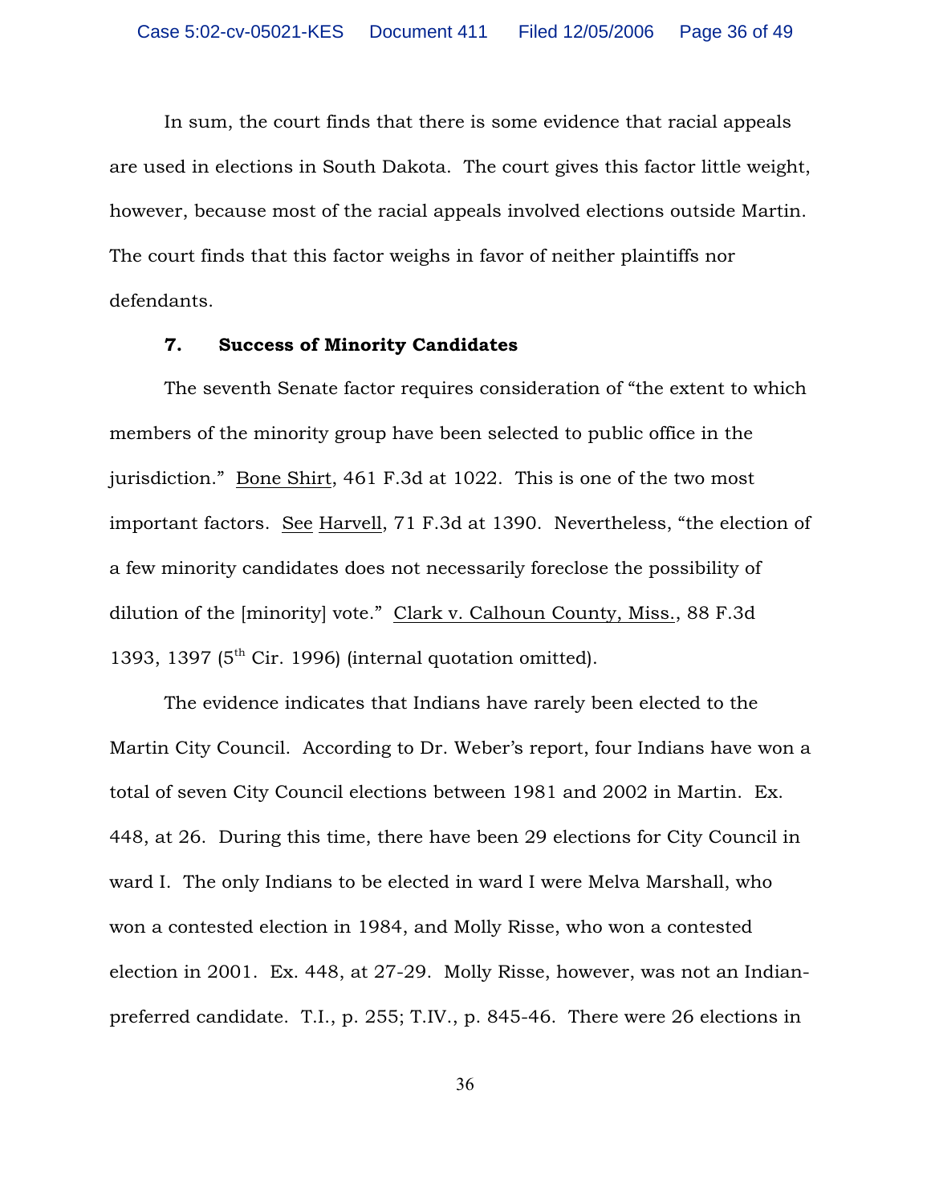In sum, the court finds that there is some evidence that racial appeals are used in elections in South Dakota. The court gives this factor little weight, however, because most of the racial appeals involved elections outside Martin. The court finds that this factor weighs in favor of neither plaintiffs nor defendants.

**7. Success of Minority Candidates**

The seventh Senate factor requires consideration of "the extent to which members of the minority group have been selected to public office in the jurisdiction." Bone Shirt, 461 F.3d at 1022. This is one of the two most important factors. See Harvell, 71 F.3d at 1390. Nevertheless, "the election of a few minority candidates does not necessarily foreclose the possibility of dilution of the [minority] vote." Clark v. Calhoun County, Miss., 88 F.3d 1393, 1397 (5th Cir. 1996) (internal quotation omitted).

The evidence indicates that Indians have rarely been elected to the Martin City Council. According to Dr. Weber's report, four Indians have won a total of seven City Council elections between 1981 and 2002 in Martin. Ex. 448, at 26. During this time, there have been 29 elections for City Council in ward I. The only Indians to be elected in ward I were Melva Marshall, who won a contested election in 1984, and Molly Risse, who won a contested election in 2001. Ex. 448, at 27-29. Molly Risse, however, was not an Indian-preferred candidate. T.I., p. 255; T.IV., p. 845-46. There were 26 elections in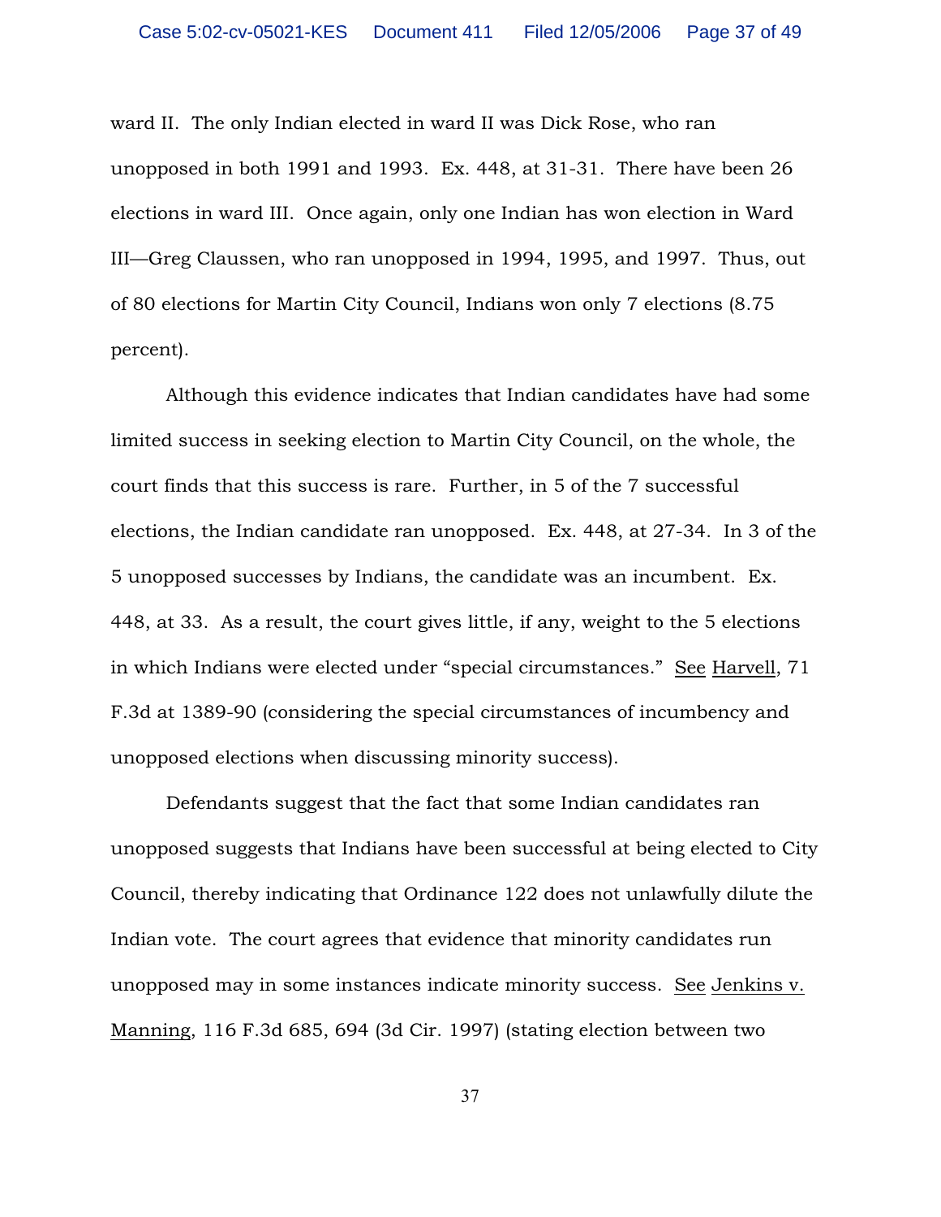ward II. The only Indian elected in ward II was Dick Rose, who ran unopposed in both 1991 and 1993. Ex. 448, at 31-31. There have been 26 elections in ward III. Once again, only one Indian has won election in Ward III—Greg Claussen, who ran unopposed in 1994, 1995, and 1997. Thus, out of 80 elections for Martin City Council, Indians won only 7 elections (8.75 percent).

Although this evidence indicates that Indian candidates have had some limited success in seeking election to Martin City Council, on the whole, the court finds that this success is rare. Further, in 5 of the 7 successful elections, the Indian candidate ran unopposed. Ex. 448, at 27-34. In 3 of the 5 unopposed successes by Indians, the candidate was an incumbent. Ex. 448, at 33. As a result, the court gives little, if any, weight to the 5 elections in which Indians were elected under "special circumstances." See Harvell, 71 F.3d at 1389-90 (considering the special circumstances of incumbency and unopposed elections when discussing minority success).

Defendants suggest that the fact that some Indian candidates ran unopposed suggests that Indians have been successful at being elected to City Council, thereby indicating that Ordinance 122 does not unlawfully dilute the Indian vote. The court agrees that evidence that minority candidates run unopposed may in some instances indicate minority success. See Jenkins v. Manning, 116 F.3d 685, 694 (3d Cir. 1997) (stating election between two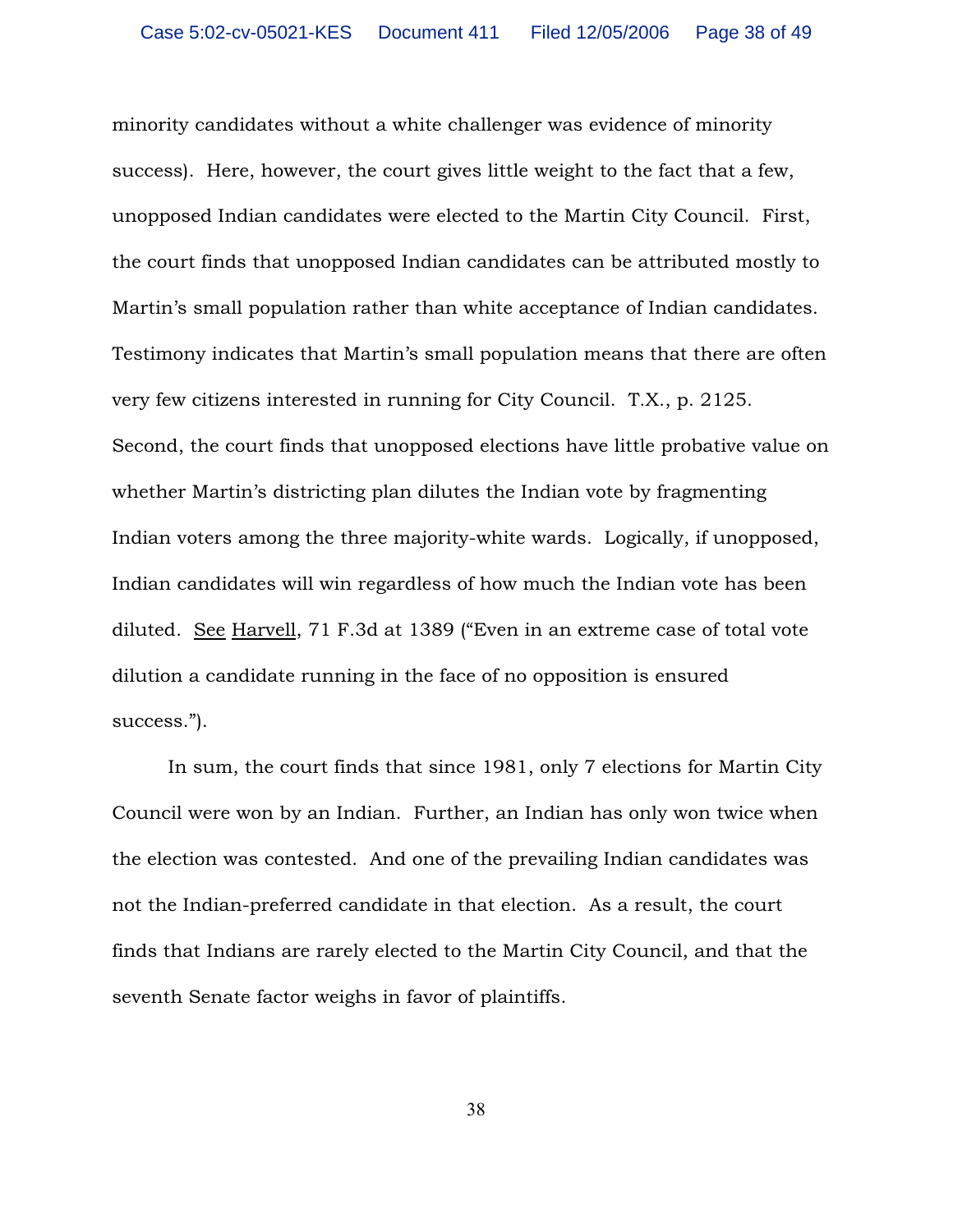minority candidates without a white challenger was evidence of minority success). Here, however, the court gives little weight to the fact that a few, unopposed Indian candidates were elected to the Martin City Council. First, the court finds that unopposed Indian candidates can be attributed mostly to Martin's small population rather than white acceptance of Indian candidates. Testimony indicates that Martin's small population means that there are often very few citizens interested in running for City Council. T.X., p. 2125. Second, the court finds that unopposed elections have little probative value on whether Martin's districting plan dilutes the Indian vote by fragmenting Indian voters among the three majority-white wards. Logically, if unopposed, Indian candidates will win regardless of how much the Indian vote has been diluted. See Harvell, 71 F.3d at 1389 ("Even in an extreme case of total vote dilution a candidate running in the face of no opposition is ensured success.").

In sum, the court finds that since 1981, only 7 elections for Martin City Council were won by an Indian. Further, an Indian has only won twice when the election was contested. And one of the prevailing Indian candidates was not the Indian-preferred candidate in that election. As a result, the court finds that Indians are rarely elected to the Martin City Council, and that the seventh Senate factor weighs in favor of plaintiffs.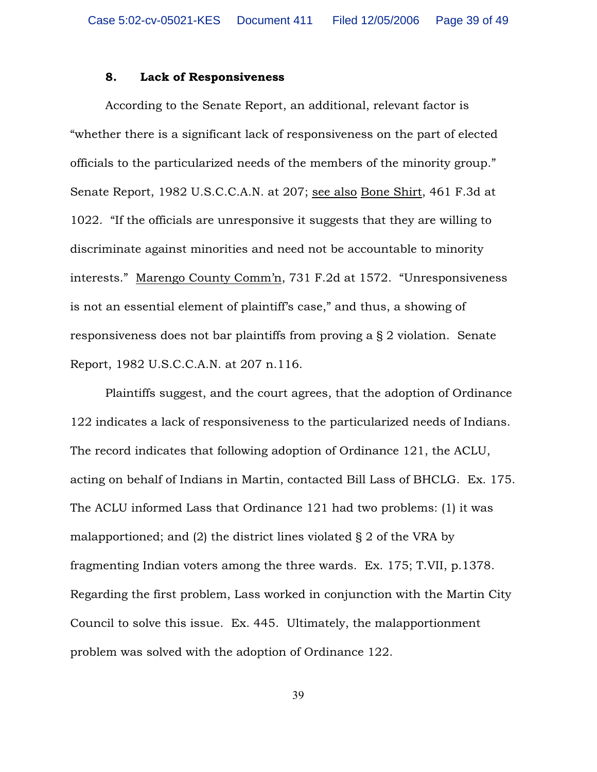### 8. Lack of Responsiveness

According to the Senate Report, an additional, relevant factor is "whether there is a significant lack of responsiveness on the part of elected officials to the particularized needs of the members of the minority group." Senate Report, 1982 U.S.C.C.A.N. at 207; see also Bone Shirt, 461 F.3d at 1022. "If the officials are unresponsive it suggests that they are willing to discriminate against minorities and need not be accountable to minority interests." Marengo County Comm'n, 731 F.2d at 1572. "Unresponsiveness is not an essential element of plaintiff's case," and thus, a showing of responsiveness does not bar plaintiffs from proving a § 2 violation. Senate Report, 1982 U.S.C.C.A.N. at 207 n.116.

Plaintiffs suggest, and the court agrees, that the adoption of Ordinance 122 indicates a lack of responsiveness to the particularized needs of Indians. The record indicates that following adoption of Ordinance 121, the ACLU, acting on behalf of Indians in Martin, contacted Bill Lass of BHCLG. Ex. 175. The ACLU informed Lass that Ordinance 121 had two problems: (1) it was malapportioned; and (2) the district lines violated § 2 of the VRA by fragmenting Indian voters among the three wards. Ex. 175; T.VII, p.1378. Regarding the first problem, Lass worked in conjunction with the Martin City Council to solve this issue. Ex. 445. Ultimately, the malapportionment problem was solved with the adoption of Ordinance 122.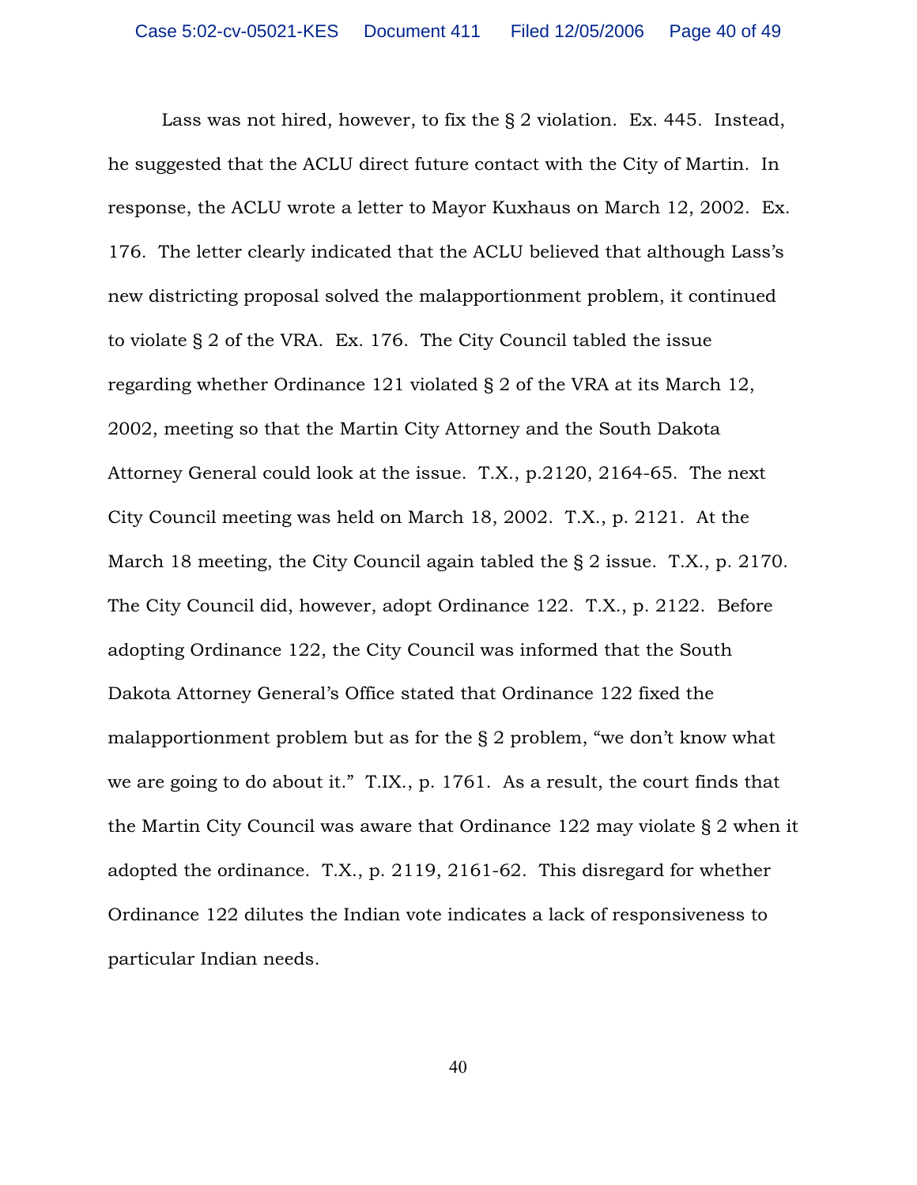Lass was not hired, however, to fix the § 2 violation. Ex. 445. Instead, he suggested that the ACLU direct future contact with the City of Martin. In response, the ACLU wrote a letter to Mayor Kuxhaus on March 12, 2002. Ex. 176. The letter clearly indicated that the ACLU believed that although Lass's new districting proposal solved the malapportionment problem, it continued to violate § 2 of the VRA. Ex. 176. The City Council tabled the issue regarding whether Ordinance 121 violated § 2 of the VRA at its March 12, 2002, meeting so that the Martin City Attorney and the South Dakota Attorney General could look at the issue. T.X., p.2120, 2164-65. The next City Council meeting was held on March 18, 2002. T.X., p. 2121. At the March 18 meeting, the City Council again tabled the § 2 issue. T.X., p. 2170. The City Council did, however, adopt Ordinance 122. T.X., p. 2122. Before adopting Ordinance 122, the City Council was informed that the South Dakota Attorney General's Office stated that Ordinance 122 fixed the malapportionment problem but as for the § 2 problem, "we don't know what we are going to do about it." T.IX., p. 1761. As a result, the court finds that the Martin City Council was aware that Ordinance 122 may violate § 2 when it adopted the ordinance. T.X., p. 2119, 2161-62. This disregard for whether Ordinance 122 dilutes the Indian vote indicates a lack of responsiveness to particular Indian needs.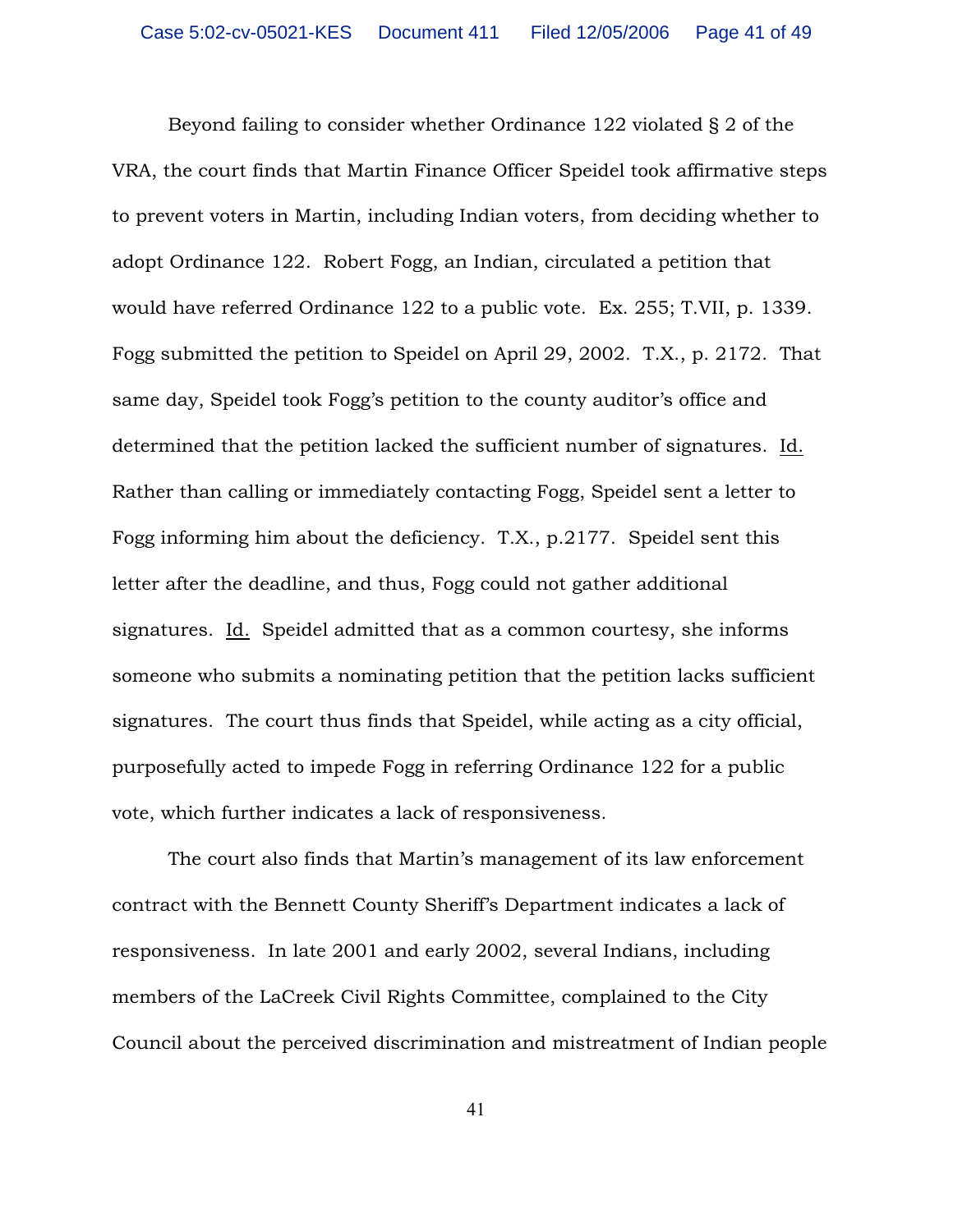Beyond failing to consider whether Ordinance 122 violated § 2 of the VRA, the court finds that Martin Finance Officer Speidel took affirmative steps to prevent voters in Martin, including Indian voters, from deciding whether to adopt Ordinance 122. Robert Fogg, an Indian, circulated a petition that would have referred Ordinance 122 to a public vote. Ex. 255; T.VII, p. 1339. Fogg submitted the petition to Speidel on April 29, 2002. T.X., p. 2172. That same day, Speidel took Fogg's petition to the county auditor's office and determined that the petition lacked the sufficient number of signatures. Id. Rather than calling or immediately contacting Fogg, Speidel sent a letter to Fogg informing him about the deficiency. T.X., p.2177. Speidel sent this letter after the deadline, and thus, Fogg could not gather additional signatures. Id. Speidel admitted that as a common courtesy, she informs someone who submits a nominating petition that the petition lacks sufficient signatures. The court thus finds that Speidel, while acting as a city official, purposefully acted to impede Fogg in referring Ordinance 122 for a public vote, which further indicates a lack of responsiveness.

The court also finds that Martin's management of its law enforcement contract with the Bennett County Sheriff's Department indicates a lack of responsiveness. In late 2001 and early 2002, several Indians, including members of the LaCreek Civil Rights Committee, complained to the City Council about the perceived discrimination and mistreatment of Indian people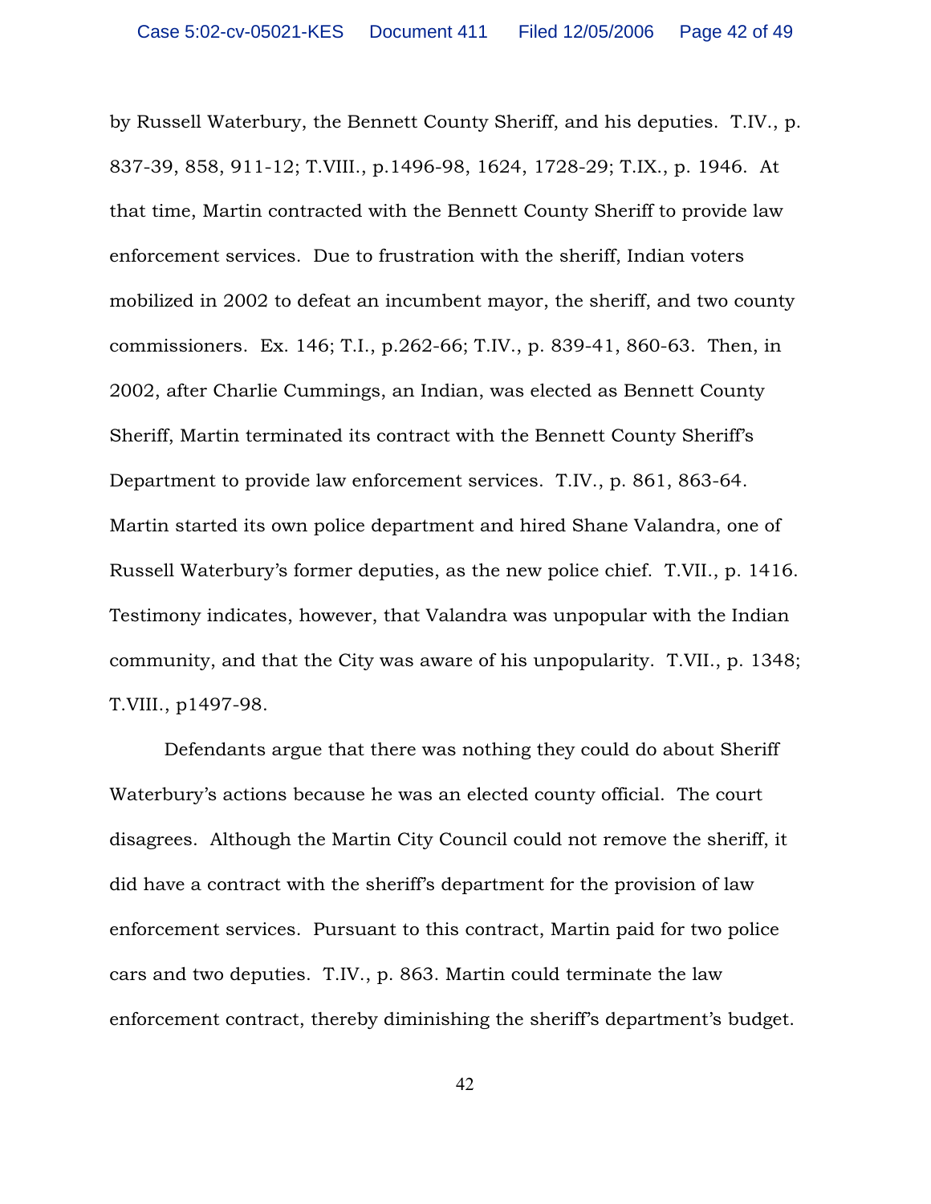by Russell Waterbury, the Bennett County Sheriff, and his deputies. T.IV., p. 837-39, 858, 911-12; T.VIII., p.1496-98, 1624, 1728-29; T.IX., p. 1946. At that time, Martin contracted with the Bennett County Sheriff to provide law enforcement services. Due to frustration with the sheriff, Indian voters mobilized in 2002 to defeat an incumbent mayor, the sheriff, and two county commissioners. Ex. 146; T.I., p.262-66; T.IV., p. 839-41, 860-63. Then, in 2002, after Charlie Cummings, an Indian, was elected as Bennett County Sheriff, Martin terminated its contract with the Bennett County Sheriff's Department to provide law enforcement services. T.IV., p. 861, 863-64. Martin started its own police department and hired Shane Valandra, one of Russell Waterbury's former deputies, as the new police chief. T.VII., p. 1416. Testimony indicates, however, that Valandra was unpopular with the Indian community, and that the City was aware of his unpopularity. T.VII., p. 1348; T.VIII., p1497-98.

Defendants argue that there was nothing they could do about Sheriff Waterbury's actions because he was an elected county official. The court disagrees. Although the Martin City Council could not remove the sheriff, it did have a contract with the sheriff's department for the provision of law enforcement services. Pursuant to this contract, Martin paid for two police cars and two deputies. T.IV., p. 863. Martin could terminate the law enforcement contract, thereby diminishing the sheriff's department's budget.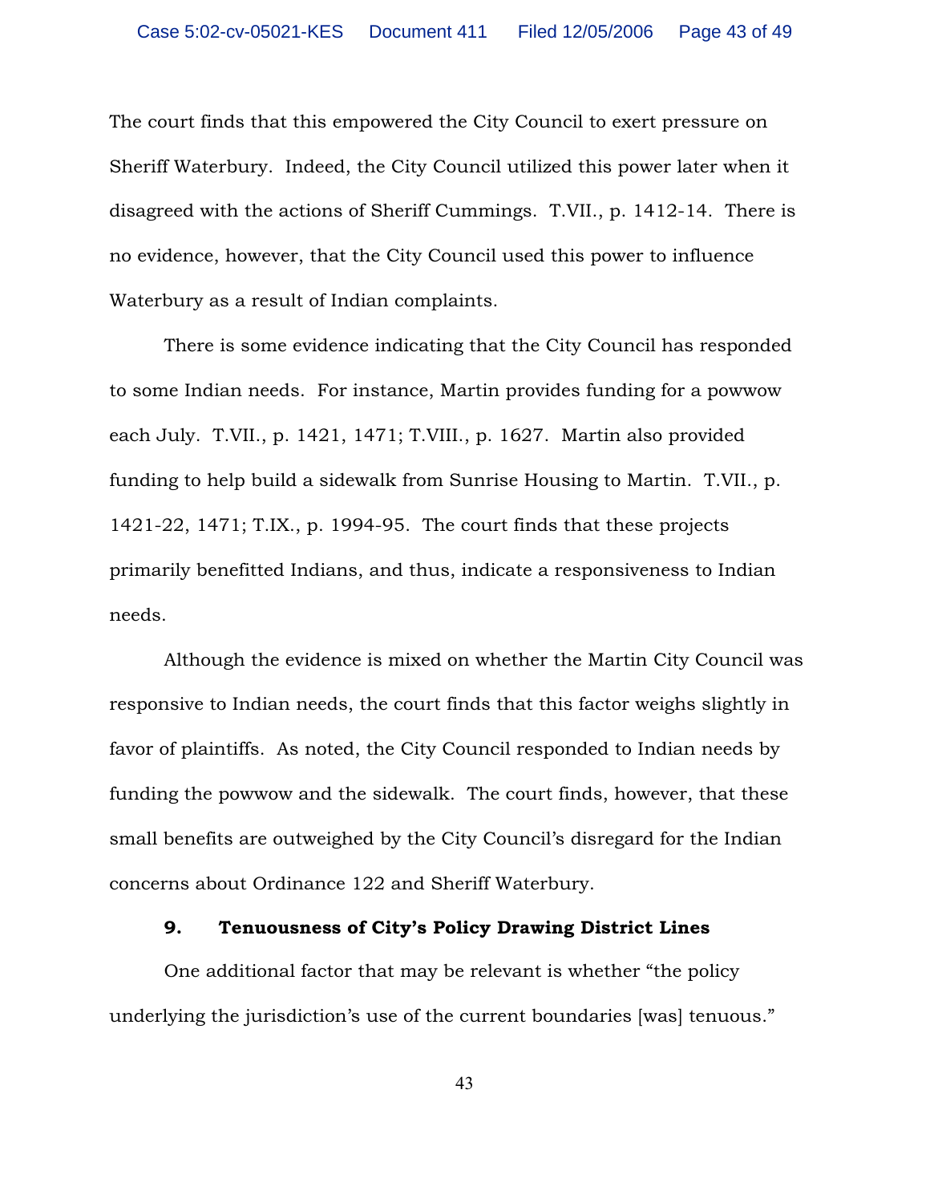The court finds that this empowered the City Council to exert pressure on Sheriff Waterbury. Indeed, the City Council utilized this power later when it disagreed with the actions of Sheriff Cummings. T.VII., p. 1412-14. There is no evidence, however, that the City Council used this power to influence Waterbury as a result of Indian complaints.

There is some evidence indicating that the City Council has responded to some Indian needs. For instance, Martin provides funding for a powwow each July. T.VII., p. 1421, 1471; T.VIII., p. 1627. Martin also provided funding to help build a sidewalk from Sunrise Housing to Martin. T.VII., p. 1421-22, 1471; T.IX., p. 1994-95. The court finds that these projects primarily benefitted Indians, and thus, indicate a responsiveness to Indian needs.

Although the evidence is mixed on whether the Martin City Council was responsive to Indian needs, the court finds that this factor weighs slightly in favor of plaintiffs. As noted, the City Council responded to Indian needs by funding the powwow and the sidewalk. The court finds, however, that these small benefits are outweighed by the City Council's disregard for the Indian concerns about Ordinance 122 and Sheriff Waterbury.

### 9. Tenuousness of City's Policy Drawing District Lines

One additional factor that may be relevant is whether "the policy underlying the jurisdiction's use of the current boundaries [was] tenuous."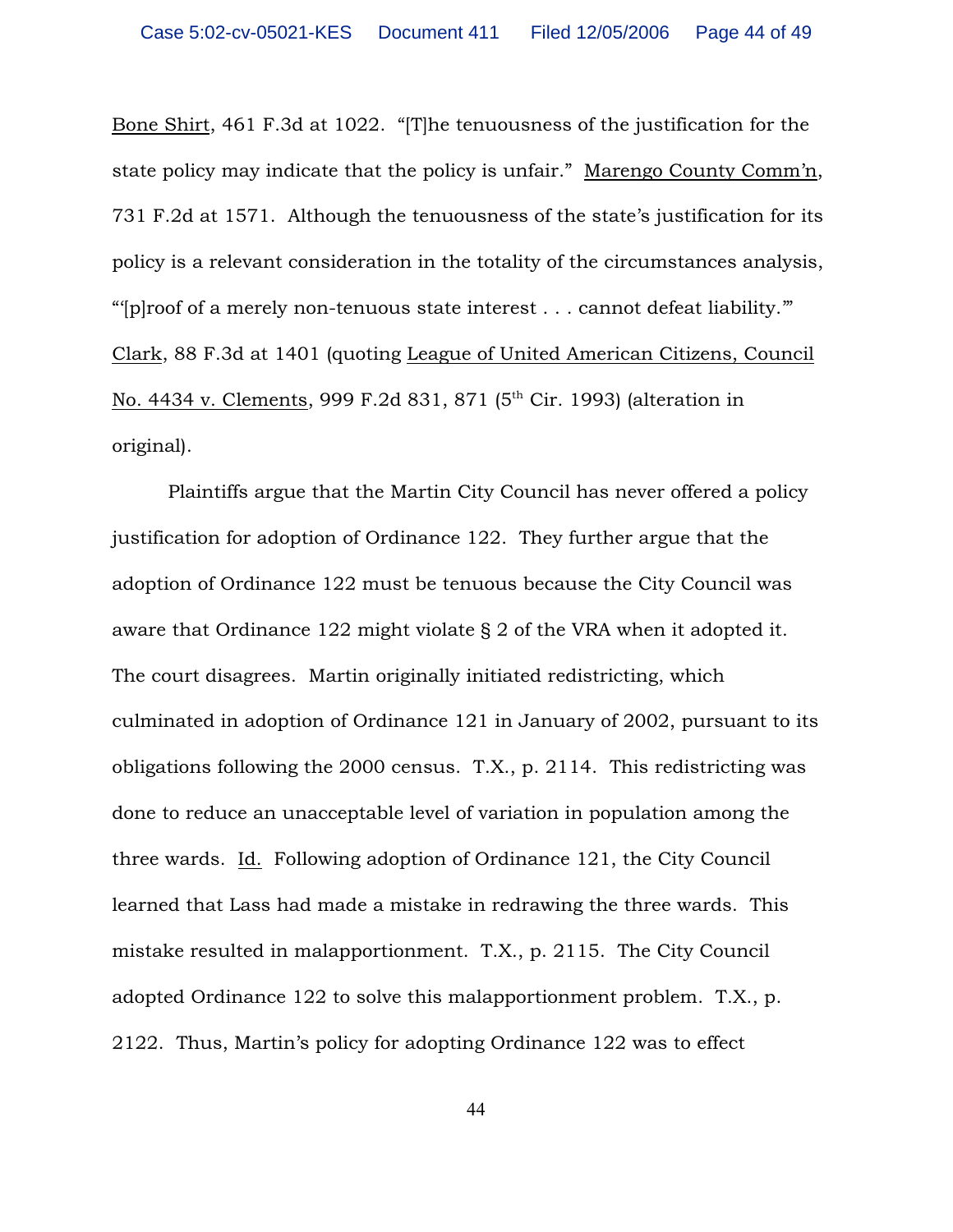Bone Shirt, 461 F.3d at 1022. "[T]he tenuousness of the justification for the state policy may indicate that the policy is unfair." Marengo County Comm'n, 731 F.2d at 1571. Although the tenuousness of the state's justification for its policy is a relevant consideration in the totality of the circumstances analysis, "'[p]roof of a merely non-tenuous state interest . . . cannot defeat liability.'" Clark, 88 F.3d at 1401 (quoting League of United American Citizens, Council No. 4434 v. Clements, 999 F.2d 831, 871 (5th Cir. 1993) (alteration in original).

Plaintiffs argue that the Martin City Council has never offered a policy justification for adoption of Ordinance 122. They further argue that the adoption of Ordinance 122 must be tenuous because the City Council was aware that Ordinance 122 might violate § 2 of the VRA when it adopted it. The court disagrees. Martin originally initiated redistricting, which culminated in adoption of Ordinance 121 in January of 2002, pursuant to its obligations following the 2000 census. T.X., p. 2114. This redistricting was done to reduce an unacceptable level of variation in population among the three wards. Id. Following adoption of Ordinance 121, the City Council learned that Lass had made a mistake in redrawing the three wards. This mistake resulted in malapportionment. T.X., p. 2115. The City Council adopted Ordinance 122 to solve this malapportionment problem. T.X., p. 2122. Thus, Martin's policy for adopting Ordinance 122 was to effect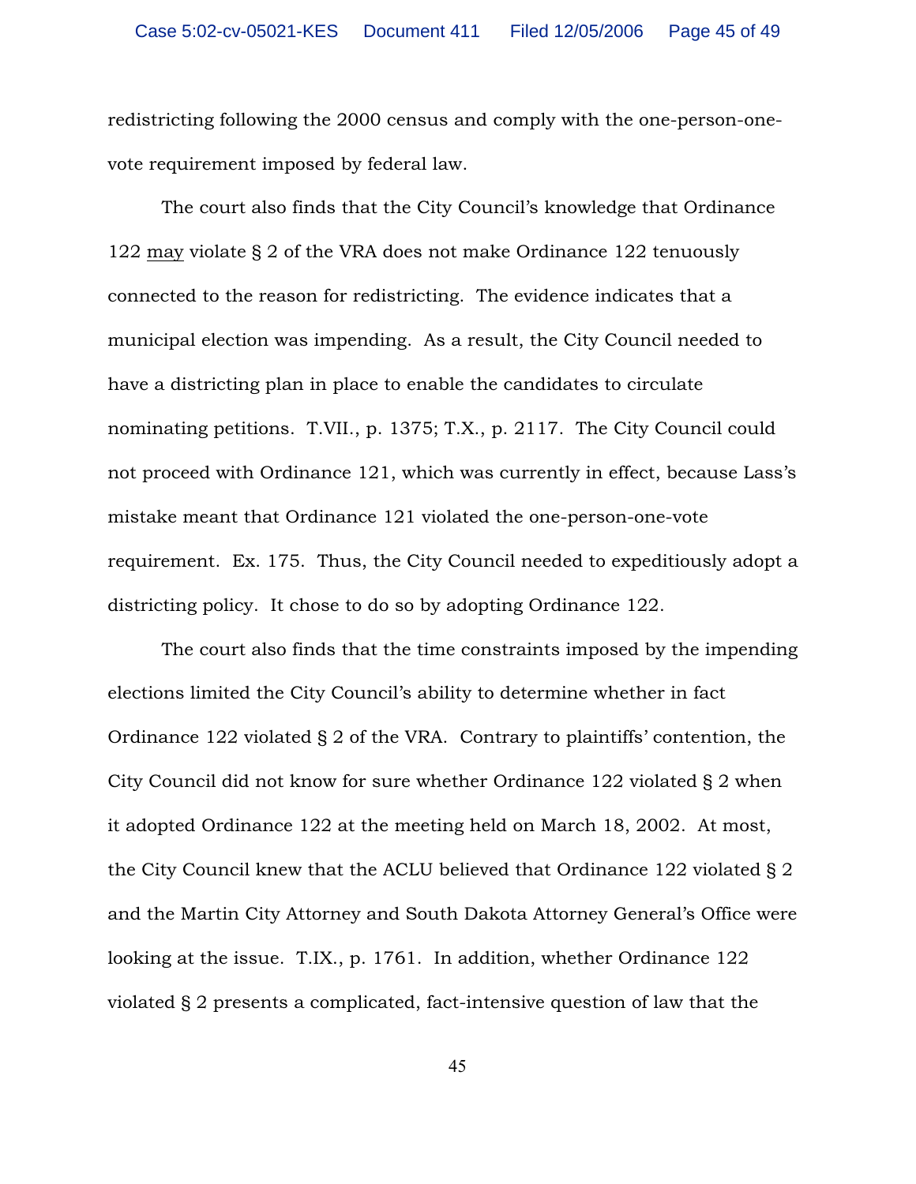redistricting following the 2000 census and comply with the one-person-one-vote requirement imposed by federal law.

The court also finds that the City Council's knowledge that Ordinance 122 <u>may</u> violate § 2 of the VRA does not make Ordinance 122 tenuously connected to the reason for redistricting. The evidence indicates that a municipal election was impending. As a result, the City Council needed to have a districting plan in place to enable the candidates to circulate nominating petitions. T.VII., p. 1375; T.X., p. 2117. The City Council could not proceed with Ordinance 121, which was currently in effect, because Lass's mistake meant that Ordinance 121 violated the one-person-one-vote requirement. Ex. 175. Thus, the City Council needed to expeditiously adopt a districting policy. It chose to do so by adopting Ordinance 122.

The court also finds that the time constraints imposed by the impending elections limited the City Council's ability to determine whether in fact Ordinance 122 violated § 2 of the VRA. Contrary to plaintiffs' contention, the City Council did not know for sure whether Ordinance 122 violated § 2 when it adopted Ordinance 122 at the meeting held on March 18, 2002. At most, the City Council knew that the ACLU believed that Ordinance 122 violated § 2 and the Martin City Attorney and South Dakota Attorney General's Office were looking at the issue. T.IX., p. 1761. In addition, whether Ordinance 122 violated § 2 presents a complicated, fact-intensive question of law that the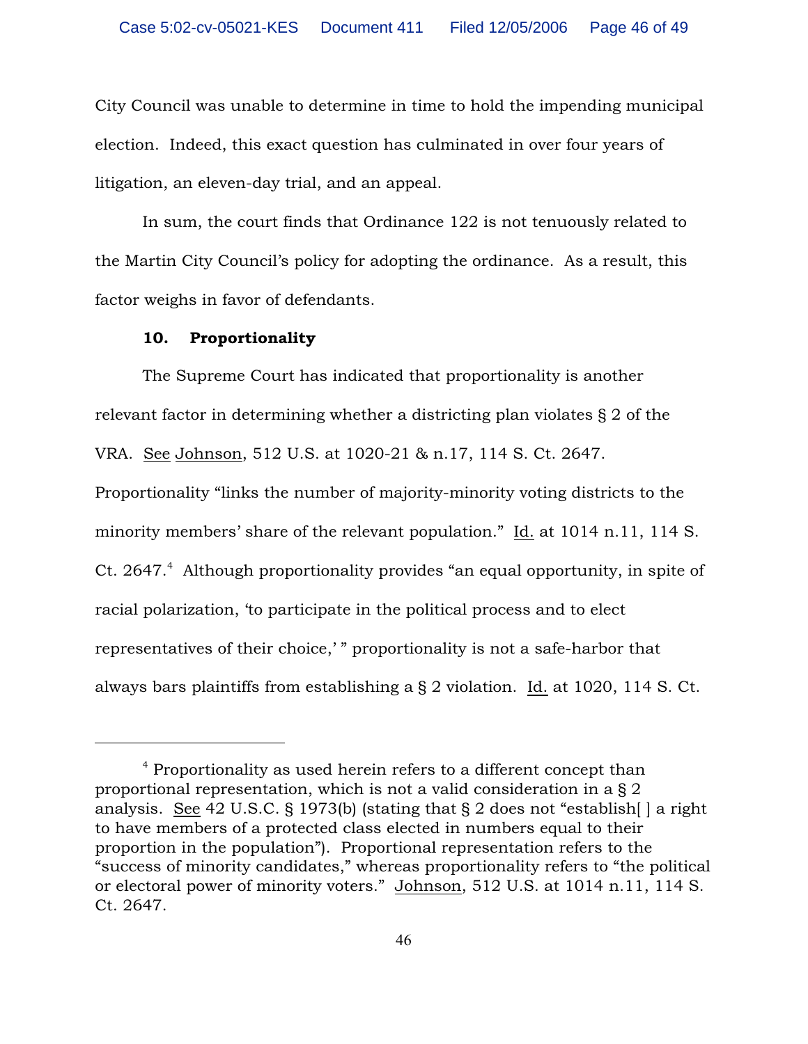City Council was unable to determine in time to hold the impending municipal election. Indeed, this exact question has culminated in over four years of litigation, an eleven-day trial, and an appeal.

In sum, the court finds that Ordinance 122 is not tenuously related to the Martin City Council's policy for adopting the ordinance. As a result, this factor weighs in favor of defendants.

**10. Proportionality**

The Supreme Court has indicated that proportionality is another relevant factor in determining whether a districting plan violates § 2 of the VRA. See Johnson, 512 U.S. at 1020-21 & n.17, 114 S. Ct. 2647. Proportionality "links the number of majority-minority voting districts to the minority members' share of the relevant population." Id. at 1014 n.11, 114 S. Ct. 2647.[4] Although proportionality provides "an equal opportunity, in spite of racial polarization, 'to participate in the political process and to elect representatives of their choice,' " proportionality is not a safe-harbor that always bars plaintiffs from establishing a § 2 violation. Id. at 1020, 114 S. Ct.

---

[4] Proportionality as used herein refers to a different concept than proportional representation, which is not a valid consideration in a § 2 analysis. See 42 U.S.C. § 1973(b) (stating that § 2 does not "establish[ ] a right to have members of a protected class elected in numbers equal to their proportion in the population"). Proportional representation refers to the "success of minority candidates," whereas proportionality refers to "the political or electoral power of minority voters." Johnson, 512 U.S. at 1014 n.11, 114 S. Ct. 2647.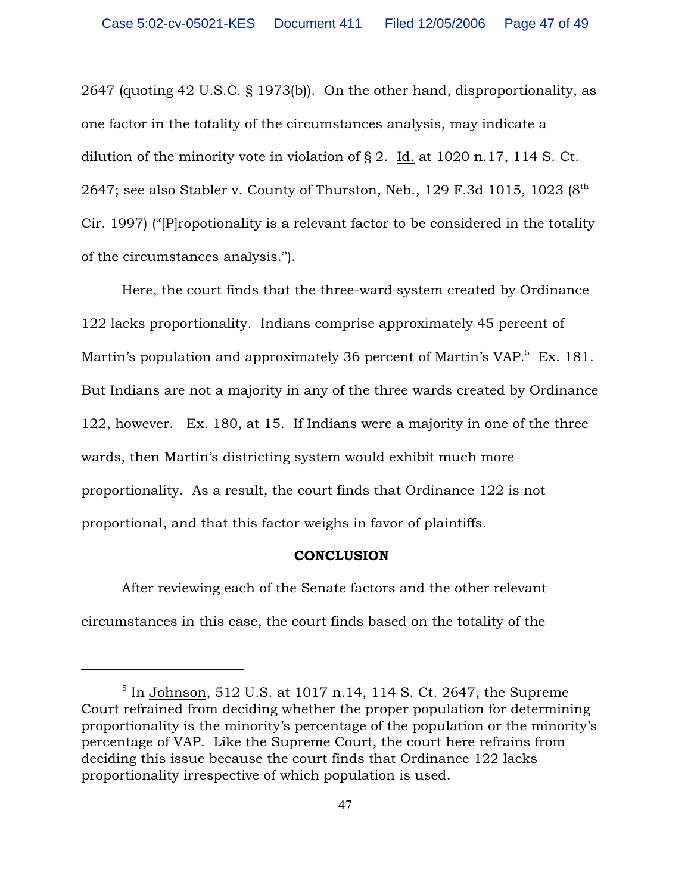2647 (quoting 42 U.S.C. § 1973(b)). On the other hand, disproportionality, as one factor in the totality of the circumstances analysis, may indicate a dilution of the minority vote in violation of § 2. Id. at 1020 n.17, 114 S. Ct. 2647; see also Stabler v. County of Thurston, Neb., 129 F.3d 1015, 1023 (8th Cir. 1997) ("[P]ropotionality is a relevant factor to be considered in the totality of the circumstances analysis.").

Here, the court finds that the three-ward system created by Ordinance 122 lacks proportionality. Indians comprise approximately 45 percent of Martin's population and approximately 36 percent of Martin's VAP.[5] Ex. 181. But Indians are not a majority in any of the three wards created by Ordinance 122, however. Ex. 180, at 15. If Indians were a majority in one of the three wards, then Martin's districting system would exhibit much more proportionality. As a result, the court finds that Ordinance 122 is not proportional, and that this factor weighs in favor of plaintiffs.

**CONCLUSION**

After reviewing each of the Senate factors and the other relevant circumstances in this case, the court finds based on the totality of the

---

[5] In Johnson, 512 U.S. at 1017 n.14, 114 S. Ct. 2647, the Supreme Court refrained from deciding whether the proper population for determining proportionality is the minority's percentage of the population or the minority's percentage of VAP. Like the Supreme Court, the court here refrains from deciding this issue because the court finds that Ordinance 122 lacks proportionality irrespective of which population is used.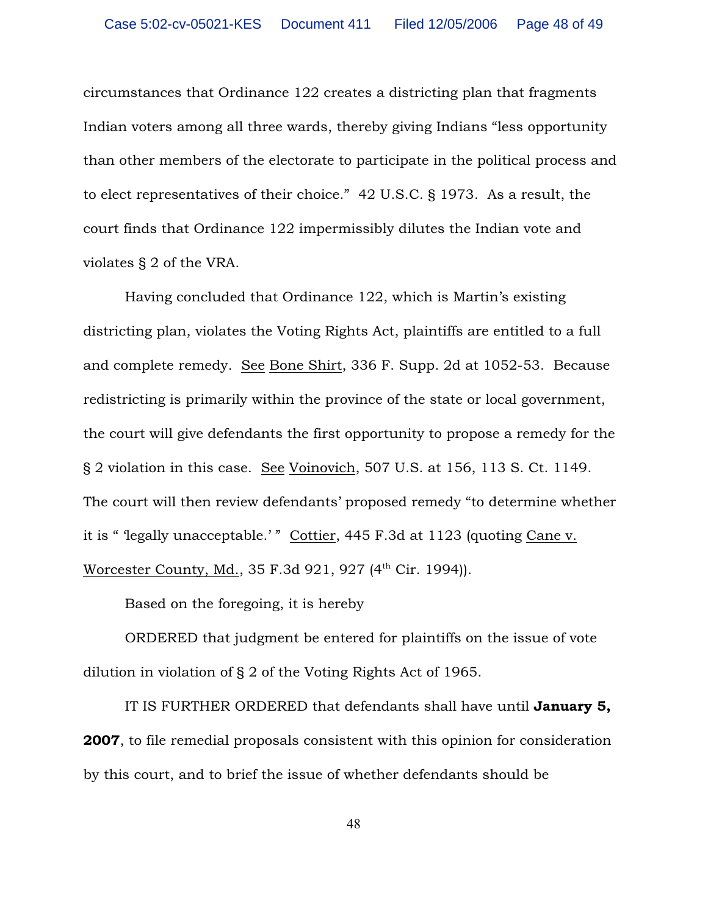circumstances that Ordinance 122 creates a districting plan that fragments Indian voters among all three wards, thereby giving Indians "less opportunity than other members of the electorate to participate in the political process and to elect representatives of their choice." 42 U.S.C. § 1973. As a result, the court finds that Ordinance 122 impermissibly dilutes the Indian vote and violates § 2 of the VRA.

Having concluded that Ordinance 122, which is Martin's existing districting plan, violates the Voting Rights Act, plaintiffs are entitled to a full and complete remedy. See Bone Shirt, 336 F. Supp. 2d at 1052-53. Because redistricting is primarily within the province of the state or local government, the court will give defendants the first opportunity to propose a remedy for the § 2 violation in this case. See Voinovich, 507 U.S. at 156, 113 S. Ct. 1149. The court will then review defendants' proposed remedy "to determine whether it is " 'legally unacceptable.' " Cottier, 445 F.3d at 1123 (quoting Cane v. Worcester County, Md., 35 F.3d 921, 927 (4th Cir. 1994)).

Based on the foregoing, it is hereby

ORDERED that judgment be entered for plaintiffs on the issue of vote dilution in violation of § 2 of the Voting Rights Act of 1965.

IT IS FURTHER ORDERED that defendants shall have until **January 5, 2007**, to file remedial proposals consistent with this opinion for consideration by this court, and to brief the issue of whether defendants should be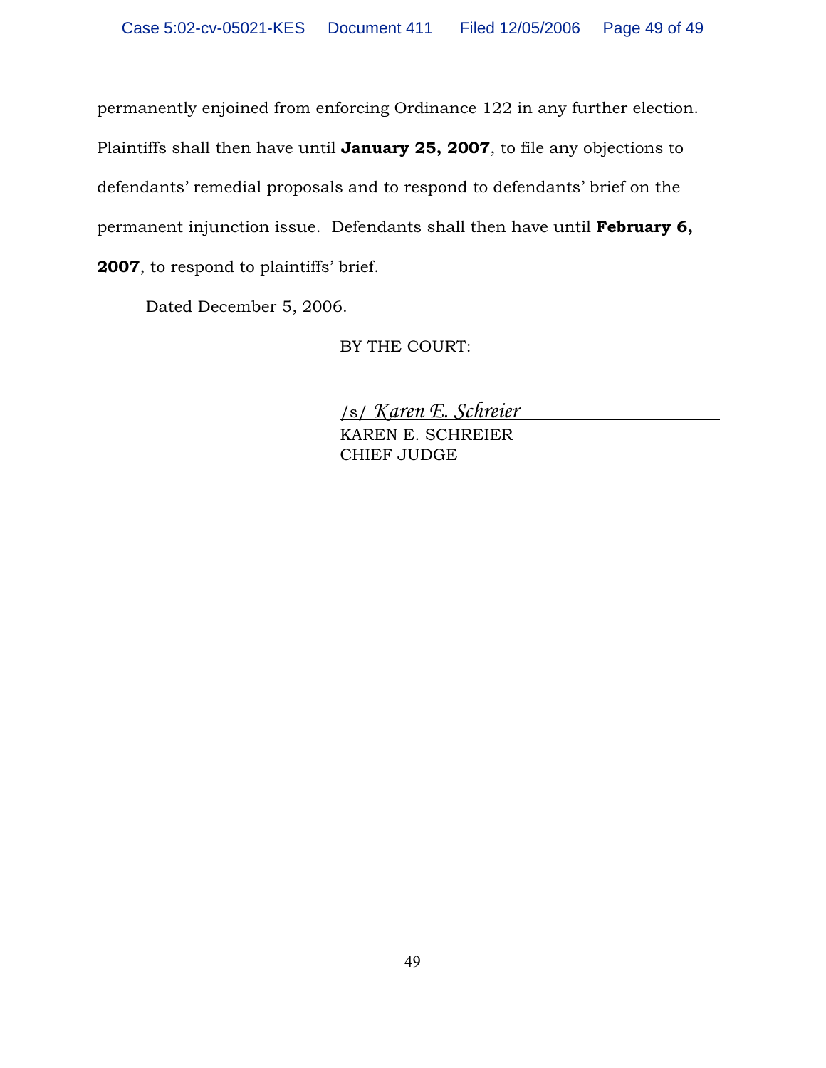permanently enjoined from enforcing Ordinance 122 in any further election. Plaintiffs shall then have until **January 25, 2007**, to file any objections to defendants' remedial proposals and to respond to defendants' brief on the permanent injunction issue. Defendants shall then have until **February 6, 2007**, to respond to plaintiffs' brief.

Dated December 5, 2006.

BY THE COURT:

/s/ *Karen E. Schreier*

KAREN E. SCHREIER
CHIEF JUDGE